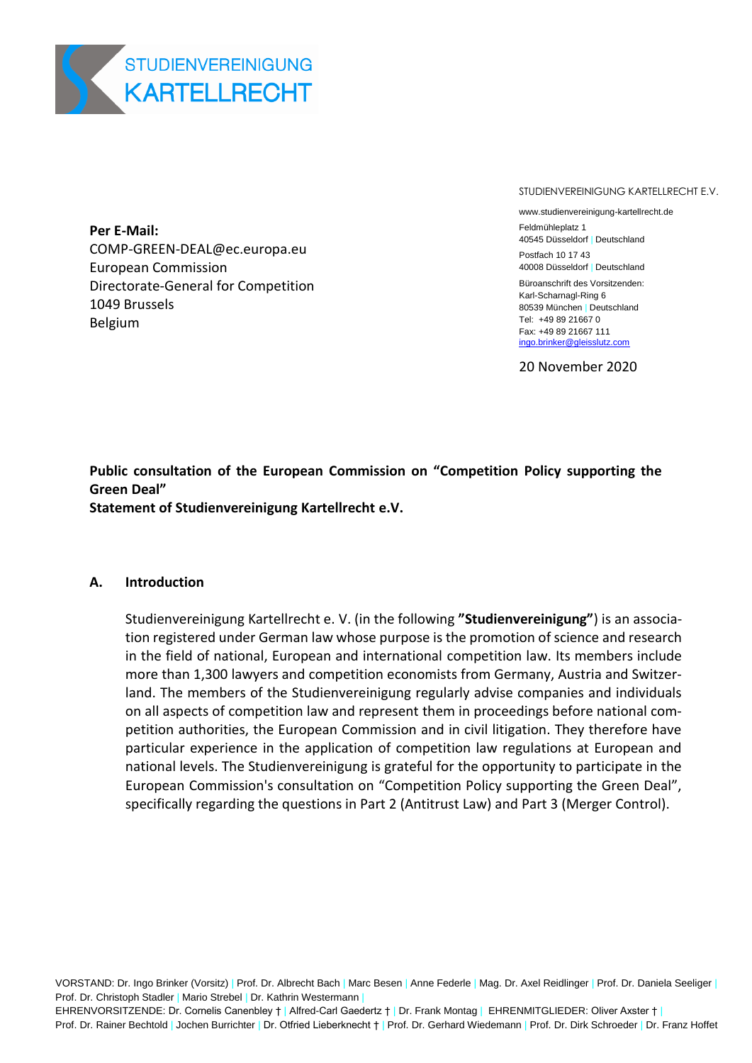STUDIENVEREINIGUNG KARTELLRECHT

**Per E-Mail:**
COMP-GREEN-DEAL@ec.europa.eu
European Commission
Directorate-General for Competition
1049 Brussels
Belgium

STUDIENVEREINIGUNG KARTELLRECHT E.V.

www.studienvereinigung-kartellrecht.de

Feldmühleplatz 1
40545 Düsseldorf | Deutschland

Postfach 10 17 43
40008 Düsseldorf | Deutschland

Büroanschrift des Vorsitzenden:
Karl-Scharnagl-Ring 6
80539 München | Deutschland
Tel: +49 89 21667 0
Fax: +49 89 21667 111
ingo.brinker@gleisslutz.com

20 November 2020

**Public consultation of the European Commission on "Competition Policy supporting the Green Deal"**
**Statement of Studienvereinigung Kartellrecht e.V.**

## A. Introduction

Studienvereinigung Kartellrecht e. V. (in the following **"Studienvereinigung"**) is an association registered under German law whose purpose is the promotion of science and research in the field of national, European and international competition law. Its members include more than 1,300 lawyers and competition economists from Germany, Austria and Switzerland. The members of the Studienvereinigung regularly advise companies and individuals on all aspects of competition law and represent them in proceedings before national competition authorities, the European Commission and in civil litigation. They therefore have particular experience in the application of competition law regulations at European and national levels. The Studienvereinigung is grateful for the opportunity to participate in the European Commission's consultation on "Competition Policy supporting the Green Deal", specifically regarding the questions in Part 2 (Antitrust Law) and Part 3 (Merger Control).

VORSTAND: Dr. Ingo Brinker (Vorsitz) | Prof. Dr. Albrecht Bach | Marc Besen | Anne Federle | Mag. Dr. Axel Reidlinger | Prof. Dr. Daniela Seeliger | Prof. Dr. Christoph Stadler | Mario Strebel | Dr. Kathrin Westermann |
EHRENVORSITZENDE: Dr. Cornelis Canenbley † | Alfred-Carl Gaedertz † | Dr. Frank Montag | EHRENMITGLIEDER: Oliver Axster † |
Prof. Dr. Rainer Bechtold | Jochen Burrichter | Dr. Otfried Lieberknecht † | Prof. Dr. Gerhard Wiedemann | Prof. Dr. Dirk Schroeder | Dr. Franz Hoffet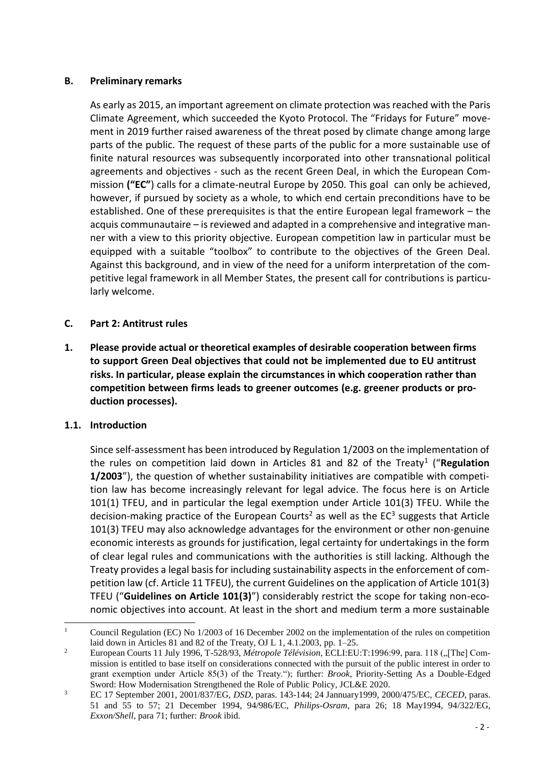## B. Preliminary remarks

As early as 2015, an important agreement on climate protection was reached with the Paris Climate Agreement, which succeeded the Kyoto Protocol. The "Fridays for Future" movement in 2019 further raised awareness of the threat posed by climate change among large parts of the public. The request of these parts of the public for a more sustainable use of finite natural resources was subsequently incorporated into other transnational political agreements and objectives - such as the recent Green Deal, in which the European Commission **("EC"**) calls for a climate-neutral Europe by 2050. This goal can only be achieved, however, if pursued by society as a whole, to which end certain preconditions have to be established. One of these prerequisites is that the entire European legal framework – the acquis communautaire – is reviewed and adapted in a comprehensive and integrative manner with a view to this priority objective. European competition law in particular must be equipped with a suitable "toolbox" to contribute to the objectives of the Green Deal. Against this background, and in view of the need for a uniform interpretation of the competitive legal framework in all Member States, the present call for contributions is particularly welcome.

## C. Part 2: Antitrust rules

### 1. Please provide actual or theoretical examples of desirable cooperation between firms to support Green Deal objectives that could not be implemented due to EU antitrust risks. In particular, please explain the circumstances in which cooperation rather than competition between firms leads to greener outcomes (e.g. greener products or production processes).

### 1.1. Introduction

Since self-assessment has been introduced by Regulation 1/2003 on the implementation of the rules on competition laid down in Articles 81 and 82 of the Treaty[1] ("**Regulation 1/2003**"), the question of whether sustainability initiatives are compatible with competition law has become increasingly relevant for legal advice. The focus here is on Article 101(1) TFEU, and in particular the legal exemption under Article 101(3) TFEU. While the decision-making practice of the European Courts[2] as well as the EC[3] suggests that Article 101(3) TFEU may also acknowledge advantages for the environment or other non-genuine economic interests as grounds for justification, legal certainty for undertakings in the form of clear legal rules and communications with the authorities is still lacking. Although the Treaty provides a legal basis for including sustainability aspects in the enforcement of competition law (cf. Article 11 TFEU), the current Guidelines on the application of Article 101(3) TFEU ("**Guidelines on Article 101(3)**") considerably restrict the scope for taking non-economic objectives into account. At least in the short and medium term a more sustainable

---

[1] Council Regulation (EC) No 1/2003 of 16 December 2002 on the implementation of the rules on competition laid down in Articles 81 and 82 of the Treaty, OJ L 1, 4.1.2003, pp. 1–25.

[2] European Courts 11 July 1996, T-528/93, *Métropole Télévision*, ECLI:EU:T:1996:99, para. 118 („[The] Commission is entitled to base itself on considerations connected with the pursuit of the public interest in order to grant exemption under Article 85(3) of the Treaty."); further: *Brook*, Priority-Setting As a Double-Edged Sword: How Modernisation Strengthened the Role of Public Policy, JCL&E 2020.

[3] EC 17 September 2001, 2001/837/EG, *DSD*, paras. 143-144; 24 Jannuary1999, 2000/475/EC, *CECED*, paras. 51 and 55 to 57; 21 December 1994, 94/986/EC, *Philips-Osram*, para 26; 18 May1994, 94/322/EG, *Exxon/Shell*, para 71; further: *Brook* ibid.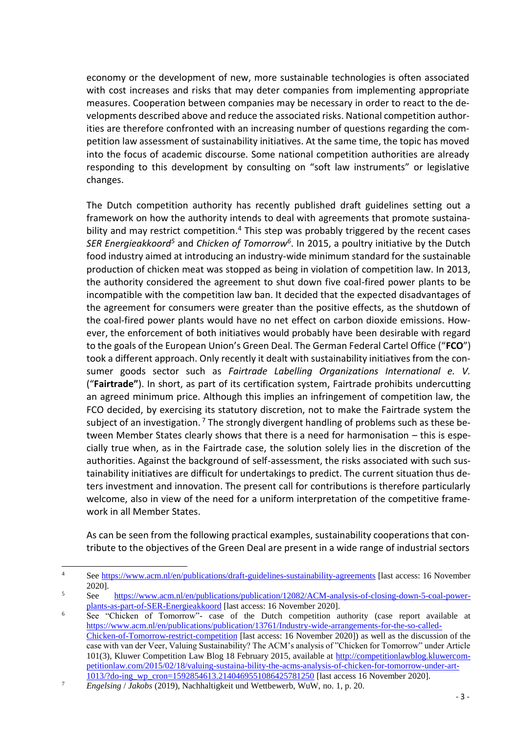economy or the development of new, more sustainable technologies is often associated with cost increases and risks that may deter companies from implementing appropriate measures. Cooperation between companies may be necessary in order to react to the developments described above and reduce the associated risks. National competition authorities are therefore confronted with an increasing number of questions regarding the competition law assessment of sustainability initiatives. At the same time, the topic has moved into the focus of academic discourse. Some national competition authorities are already responding to this development by consulting on "soft law instruments" or legislative changes.

The Dutch competition authority has recently published draft guidelines setting out a framework on how the authority intends to deal with agreements that promote sustainability and may restrict competition.[4] This step was probably triggered by the recent cases *SER Energieakkoord*[5] and *Chicken of Tomorrow*[6]. In 2015, a poultry initiative by the Dutch food industry aimed at introducing an industry-wide minimum standard for the sustainable production of chicken meat was stopped as being in violation of competition law. In 2013, the authority considered the agreement to shut down five coal-fired power plants to be incompatible with the competition law ban. It decided that the expected disadvantages of the agreement for consumers were greater than the positive effects, as the shutdown of the coal-fired power plants would have no net effect on carbon dioxide emissions. However, the enforcement of both initiatives would probably have been desirable with regard to the goals of the European Union's Green Deal. The German Federal Cartel Office ("**FCO**") took a different approach. Only recently it dealt with sustainability initiatives from the consumer goods sector such as *Fairtrade Labelling Organizations International e. V.* ("**Fairtrade"**). In short, as part of its certification system, Fairtrade prohibits undercutting an agreed minimum price. Although this implies an infringement of competition law, the FCO decided, by exercising its statutory discretion, not to make the Fairtrade system the subject of an investigation.[7] The strongly divergent handling of problems such as these between Member States clearly shows that there is a need for harmonisation – this is especially true when, as in the Fairtrade case, the solution solely lies in the discretion of the authorities. Against the background of self-assessment, the risks associated with such sustainability initiatives are difficult for undertakings to predict. The current situation thus deters investment and innovation. The present call for contributions is therefore particularly welcome, also in view of the need for a uniform interpretation of the competitive framework in all Member States.

As can be seen from the following practical examples, sustainability cooperations that contribute to the objectives of the Green Deal are present in a wide range of industrial sectors

---

[4] See https://www.acm.nl/en/publications/draft-guidelines-sustainability-agreements [last access: 16 November 2020].

[5] See https://www.acm.nl/en/publications/publication/12082/ACM-analysis-of-closing-down-5-coal-power-plants-as-part-of-SER-Energieakkoord [last access: 16 November 2020].

[6] See "Chicken of Tomorrow"- case of the Dutch competition authority (case report available at https://www.acm.nl/en/publications/publication/13761/Industry-wide-arrangements-for-the-so-called-Chicken-of-Tomorrow-restrict-competition [last access: 16 November 2020]) as well as the discussion of the case with van der Veer, Valuing Sustainability? The ACM's analysis of "Chicken for Tomorrow" under Article 101(3), Kluwer Competition Law Blog 18 February 2015, available at http://competitionlawblog.kluwercompetitionlaw.com/2015/02/18/valuing-sustaina-bility-the-acms-analysis-of-chicken-for-tomorrow-under-art-1013/?do-ing_wp_cron=1592854613.2140469551086425781250 [last access 16 November 2020].

[7] *Engelsing* / *Jakobs* (2019), Nachhaltigkeit und Wettbewerb, WuW, no. 1, p. 20.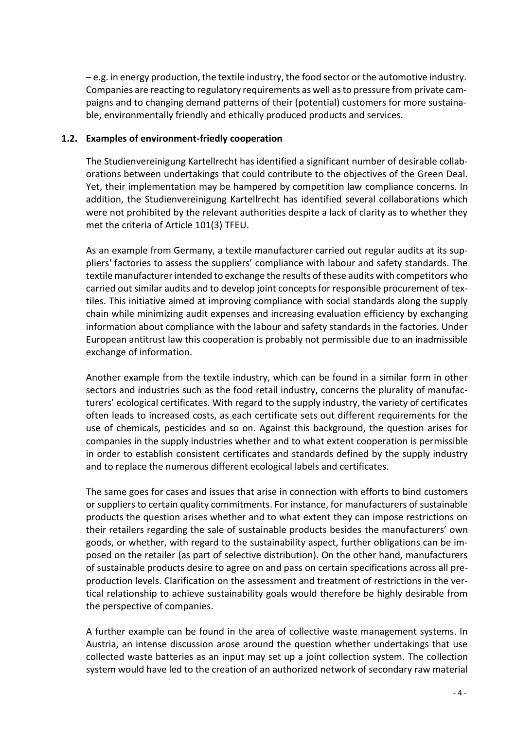– e.g. in energy production, the textile industry, the food sector or the automotive industry. Companies are reacting to regulatory requirements as well as to pressure from private campaigns and to changing demand patterns of their (potential) customers for more sustainable, environmentally friendly and ethically produced products and services.

### 1.2. Examples of environment-friedly cooperation

The Studienvereinigung Kartellrecht has identified a significant number of desirable collaborations between undertakings that could contribute to the objectives of the Green Deal. Yet, their implementation may be hampered by competition law compliance concerns. In addition, the Studienvereinigung Kartellrecht has identified several collaborations which were not prohibited by the relevant authorities despite a lack of clarity as to whether they met the criteria of Article 101(3) TFEU.

As an example from Germany, a textile manufacturer carried out regular audits at its suppliers' factories to assess the suppliers' compliance with labour and safety standards. The textile manufacturer intended to exchange the results of these audits with competitors who carried out similar audits and to develop joint concepts for responsible procurement of textiles. This initiative aimed at improving compliance with social standards along the supply chain while minimizing audit expenses and increasing evaluation efficiency by exchanging information about compliance with the labour and safety standards in the factories. Under European antitrust law this cooperation is probably not permissible due to an inadmissible exchange of information.

Another example from the textile industry, which can be found in a similar form in other sectors and industries such as the food retail industry, concerns the plurality of manufacturers' ecological certificates. With regard to the supply industry, the variety of certificates often leads to increased costs, as each certificate sets out different requirements for the use of chemicals, pesticides and so on. Against this background, the question arises for companies in the supply industries whether and to what extent cooperation is permissible in order to establish consistent certificates and standards defined by the supply industry and to replace the numerous different ecological labels and certificates.

The same goes for cases and issues that arise in connection with efforts to bind customers or suppliers to certain quality commitments. For instance, for manufacturers of sustainable products the question arises whether and to what extent they can impose restrictions on their retailers regarding the sale of sustainable products besides the manufacturers' own goods, or whether, with regard to the sustainability aspect, further obligations can be imposed on the retailer (as part of selective distribution). On the other hand, manufacturers of sustainable products desire to agree on and pass on certain specifications across all pre-production levels. Clarification on the assessment and treatment of restrictions in the vertical relationship to achieve sustainability goals would therefore be highly desirable from the perspective of companies.

A further example can be found in the area of collective waste management systems. In Austria, an intense discussion arose around the question whether undertakings that use collected waste batteries as an input may set up a joint collection system. The collection system would have led to the creation of an authorized network of secondary raw material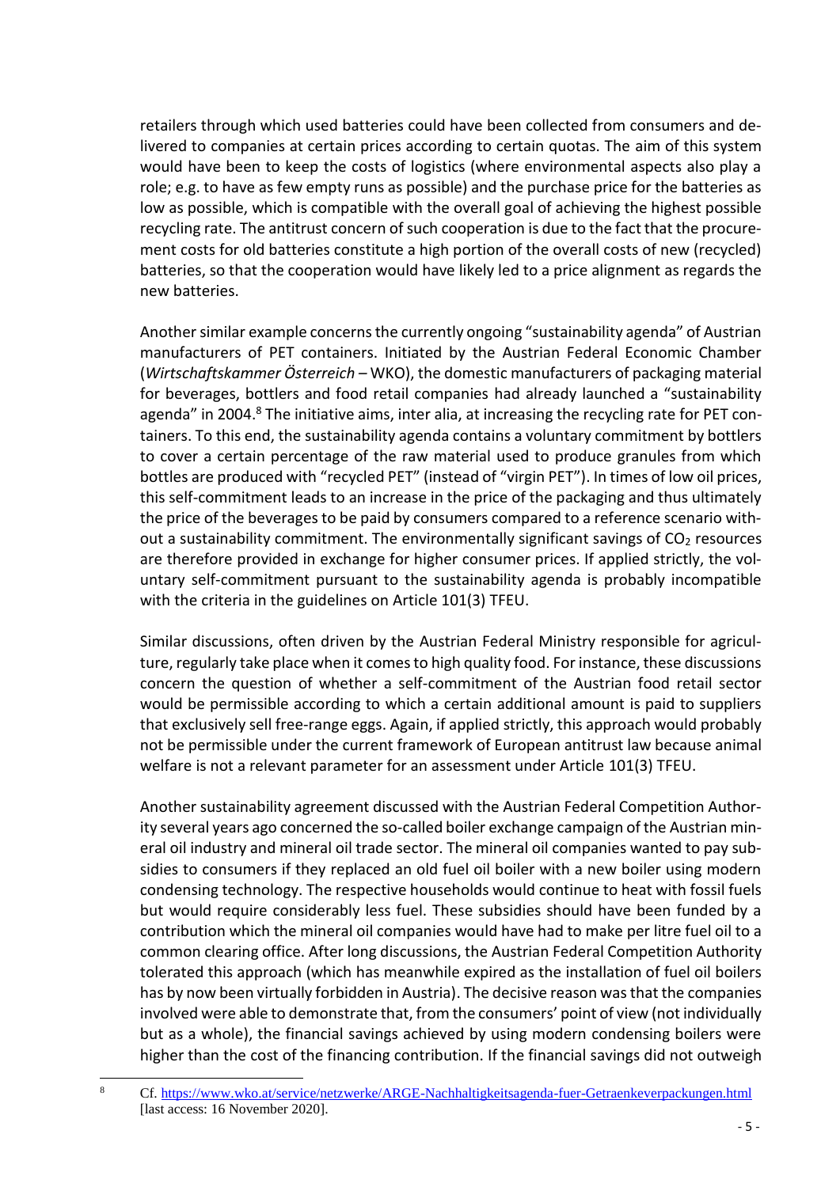retailers through which used batteries could have been collected from consumers and delivered to companies at certain prices according to certain quotas. The aim of this system would have been to keep the costs of logistics (where environmental aspects also play a role; e.g. to have as few empty runs as possible) and the purchase price for the batteries as low as possible, which is compatible with the overall goal of achieving the highest possible recycling rate. The antitrust concern of such cooperation is due to the fact that the procurement costs for old batteries constitute a high portion of the overall costs of new (recycled) batteries, so that the cooperation would have likely led to a price alignment as regards the new batteries.

Another similar example concerns the currently ongoing "sustainability agenda" of Austrian manufacturers of PET containers. Initiated by the Austrian Federal Economic Chamber (*Wirtschaftskammer Österreich* – WKO), the domestic manufacturers of packaging material for beverages, bottlers and food retail companies had already launched a "sustainability agenda" in 2004.[8] The initiative aims, inter alia, at increasing the recycling rate for PET containers. To this end, the sustainability agenda contains a voluntary commitment by bottlers to cover a certain percentage of the raw material used to produce granules from which bottles are produced with "recycled PET" (instead of "virgin PET"). In times of low oil prices, this self-commitment leads to an increase in the price of the packaging and thus ultimately the price of the beverages to be paid by consumers compared to a reference scenario without a sustainability commitment. The environmentally significant savings of $CO_2$ resources are therefore provided in exchange for higher consumer prices. If applied strictly, the voluntary self-commitment pursuant to the sustainability agenda is probably incompatible with the criteria in the guidelines on Article 101(3) TFEU.

Similar discussions, often driven by the Austrian Federal Ministry responsible for agriculture, regularly take place when it comes to high quality food. For instance, these discussions concern the question of whether a self-commitment of the Austrian food retail sector would be permissible according to which a certain additional amount is paid to suppliers that exclusively sell free-range eggs. Again, if applied strictly, this approach would probably not be permissible under the current framework of European antitrust law because animal welfare is not a relevant parameter for an assessment under Article 101(3) TFEU.

Another sustainability agreement discussed with the Austrian Federal Competition Authority several years ago concerned the so-called boiler exchange campaign of the Austrian mineral oil industry and mineral oil trade sector. The mineral oil companies wanted to pay subsidies to consumers if they replaced an old fuel oil boiler with a new boiler using modern condensing technology. The respective households would continue to heat with fossil fuels but would require considerably less fuel. These subsidies should have been funded by a contribution which the mineral oil companies would have had to make per litre fuel oil to a common clearing office. After long discussions, the Austrian Federal Competition Authority tolerated this approach (which has meanwhile expired as the installation of fuel oil boilers has by now been virtually forbidden in Austria). The decisive reason was that the companies involved were able to demonstrate that, from the consumers' point of view (not individually but as a whole), the financial savings achieved by using modern condensing boilers were higher than the cost of the financing contribution. If the financial savings did not outweigh

[8] Cf. https://www.wko.at/service/netzwerke/ARGE-Nachhaltigkeitsagenda-fuer-Getraenkeverpackungen.html [last access: 16 November 2020].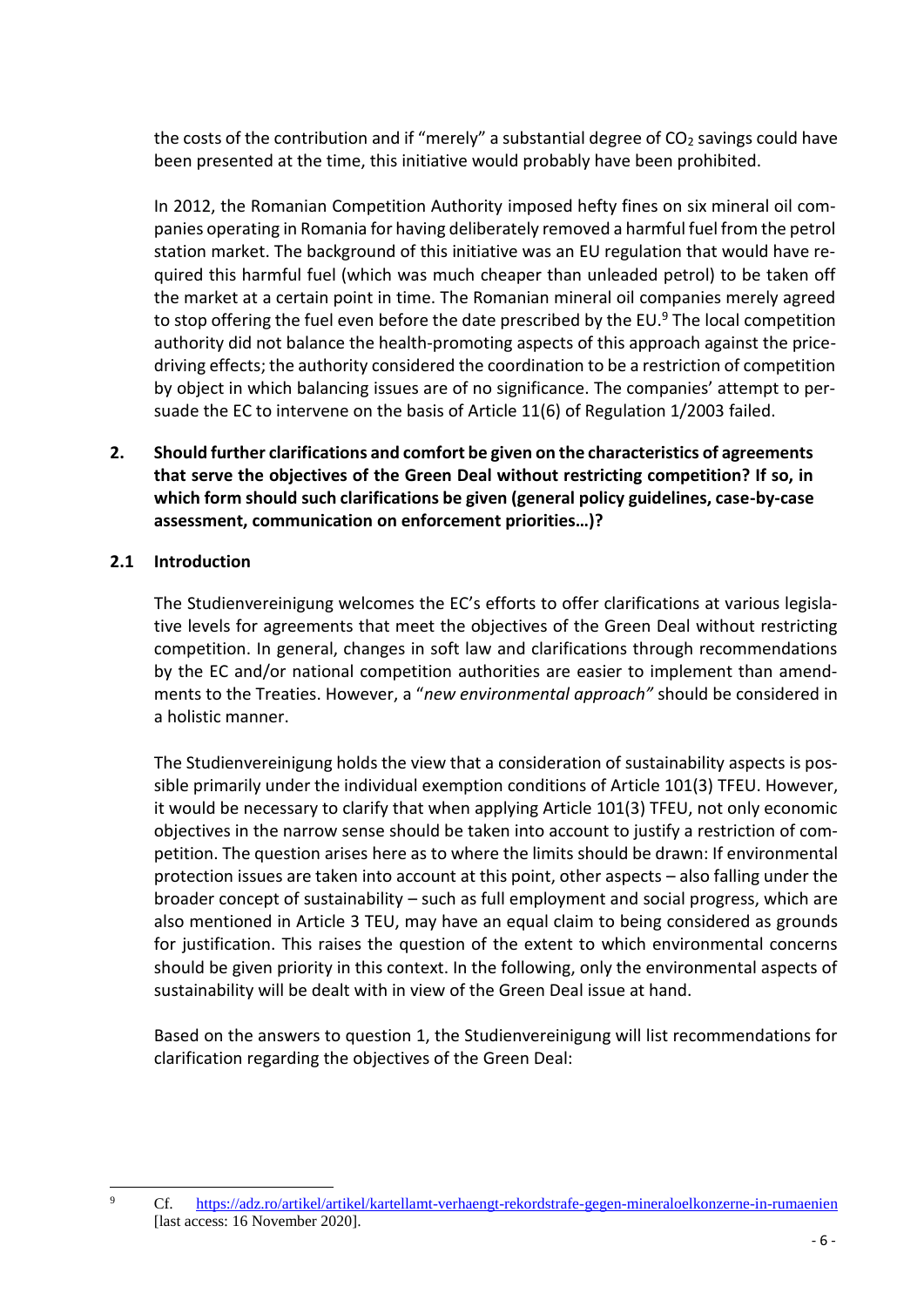the costs of the contribution and if "merely" a substantial degree of $CO_2$ savings could have been presented at the time, this initiative would probably have been prohibited.

In 2012, the Romanian Competition Authority imposed hefty fines on six mineral oil companies operating in Romania for having deliberately removed a harmful fuel from the petrol station market. The background of this initiative was an EU regulation that would have required this harmful fuel (which was much cheaper than unleaded petrol) to be taken off the market at a certain point in time. The Romanian mineral oil companies merely agreed to stop offering the fuel even before the date prescribed by the EU.[9] The local competition authority did not balance the health-promoting aspects of this approach against the price-driving effects; the authority considered the coordination to be a restriction of competition by object in which balancing issues are of no significance. The companies' attempt to persuade the EC to intervene on the basis of Article 11(6) of Regulation 1/2003 failed.

## 2. Should further clarifications and comfort be given on the characteristics of agreements that serve the objectives of the Green Deal without restricting competition? If so, in which form should such clarifications be given (general policy guidelines, case-by-case assessment, communication on enforcement priorities…)?

### 2.1 Introduction

The Studienvereinigung welcomes the EC's efforts to offer clarifications at various legislative levels for agreements that meet the objectives of the Green Deal without restricting competition. In general, changes in soft law and clarifications through recommendations by the EC and/or national competition authorities are easier to implement than amendments to the Treaties. However, a "*new environmental approach"* should be considered in a holistic manner.

The Studienvereinigung holds the view that a consideration of sustainability aspects is possible primarily under the individual exemption conditions of Article 101(3) TFEU. However, it would be necessary to clarify that when applying Article 101(3) TFEU, not only economic objectives in the narrow sense should be taken into account to justify a restriction of competition. The question arises here as to where the limits should be drawn: If environmental protection issues are taken into account at this point, other aspects – also falling under the broader concept of sustainability – such as full employment and social progress, which are also mentioned in Article 3 TEU, may have an equal claim to being considered as grounds for justification. This raises the question of the extent to which environmental concerns should be given priority in this context. In the following, only the environmental aspects of sustainability will be dealt with in view of the Green Deal issue at hand.

Based on the answers to question 1, the Studienvereinigung will list recommendations for clarification regarding the objectives of the Green Deal:

---

[9] Cf. https://adz.ro/artikel/artikel/kartellamt-verhaengt-rekordstrafe-gegen-mineraloelkonzerne-in-rumaenien [last access: 16 November 2020].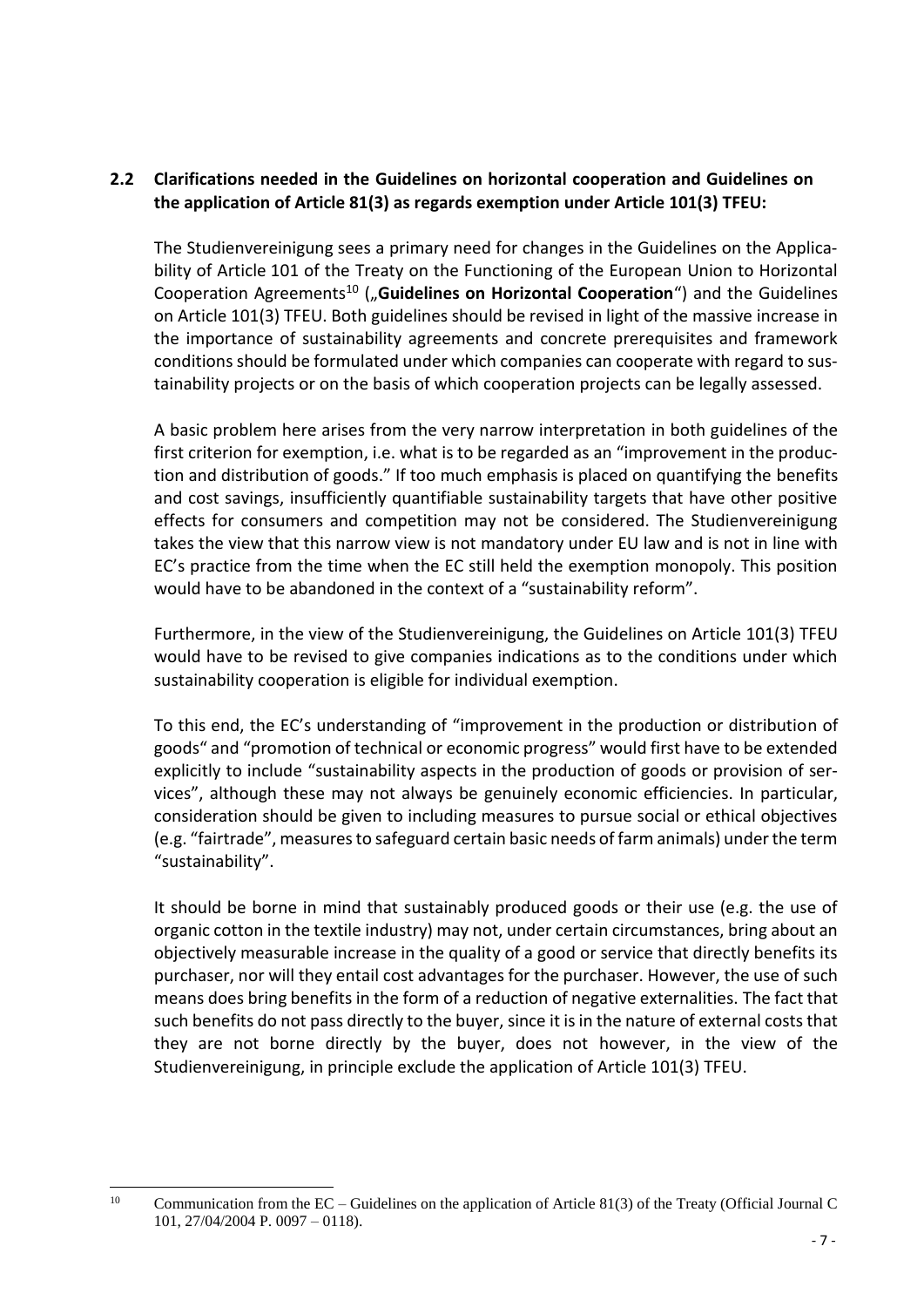## 2.2 Clarifications needed in the Guidelines on horizontal cooperation and Guidelines on the application of Article 81(3) as regards exemption under Article 101(3) TFEU:

The Studienvereinigung sees a primary need for changes in the Guidelines on the Applicability of Article 101 of the Treaty on the Functioning of the European Union to Horizontal Cooperation Agreements[10] („**Guidelines on Horizontal Cooperation**") and the Guidelines on Article 101(3) TFEU. Both guidelines should be revised in light of the massive increase in the importance of sustainability agreements and concrete prerequisites and framework conditions should be formulated under which companies can cooperate with regard to sustainability projects or on the basis of which cooperation projects can be legally assessed.

A basic problem here arises from the very narrow interpretation in both guidelines of the first criterion for exemption, i.e. what is to be regarded as an "improvement in the production and distribution of goods." If too much emphasis is placed on quantifying the benefits and cost savings, insufficiently quantifiable sustainability targets that have other positive effects for consumers and competition may not be considered. The Studienvereinigung takes the view that this narrow view is not mandatory under EU law and is not in line with EC's practice from the time when the EC still held the exemption monopoly. This position would have to be abandoned in the context of a "sustainability reform".

Furthermore, in the view of the Studienvereinigung, the Guidelines on Article 101(3) TFEU would have to be revised to give companies indications as to the conditions under which sustainability cooperation is eligible for individual exemption.

To this end, the EC's understanding of "improvement in the production or distribution of goods" and "promotion of technical or economic progress" would first have to be extended explicitly to include "sustainability aspects in the production of goods or provision of services", although these may not always be genuinely economic efficiencies. In particular, consideration should be given to including measures to pursue social or ethical objectives (e.g. "fairtrade", measures to safeguard certain basic needs of farm animals) under the term "sustainability".

It should be borne in mind that sustainably produced goods or their use (e.g. the use of organic cotton in the textile industry) may not, under certain circumstances, bring about an objectively measurable increase in the quality of a good or service that directly benefits its purchaser, nor will they entail cost advantages for the purchaser. However, the use of such means does bring benefits in the form of a reduction of negative externalities. The fact that such benefits do not pass directly to the buyer, since it is in the nature of external costs that they are not borne directly by the buyer, does not however, in the view of the Studienvereinigung, in principle exclude the application of Article 101(3) TFEU.

---

[10] Communication from the EC – Guidelines on the application of Article 81(3) of the Treaty (Official Journal C 101, 27/04/2004 P. 0097 – 0118).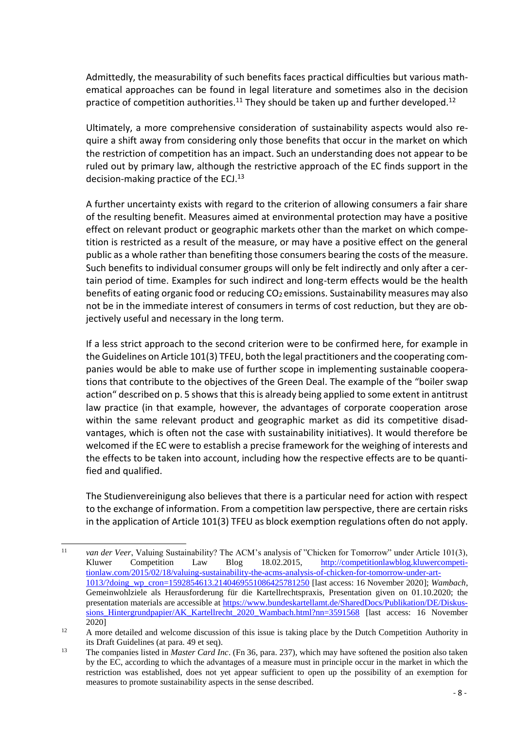Admittedly, the measurability of such benefits faces practical difficulties but various mathematical approaches can be found in legal literature and sometimes also in the decision practice of competition authorities.[11] They should be taken up and further developed.[12]

Ultimately, a more comprehensive consideration of sustainability aspects would also require a shift away from considering only those benefits that occur in the market on which the restriction of competition has an impact. Such an understanding does not appear to be ruled out by primary law, although the restrictive approach of the EC finds support in the decision-making practice of the ECJ.[13]

A further uncertainty exists with regard to the criterion of allowing consumers a fair share of the resulting benefit. Measures aimed at environmental protection may have a positive effect on relevant product or geographic markets other than the market on which competition is restricted as a result of the measure, or may have a positive effect on the general public as a whole rather than benefiting those consumers bearing the costs of the measure. Such benefits to individual consumer groups will only be felt indirectly and only after a certain period of time. Examples for such indirect and long-term effects would be the health benefits of eating organic food or reducing $CO_2$ emissions. Sustainability measures may also not be in the immediate interest of consumers in terms of cost reduction, but they are objectively useful and necessary in the long term.

If a less strict approach to the second criterion were to be confirmed here, for example in the Guidelines on Article 101(3) TFEU, both the legal practitioners and the cooperating companies would be able to make use of further scope in implementing sustainable cooperations that contribute to the objectives of the Green Deal. The example of the "boiler swap action" described on p. 5 shows that this is already being applied to some extent in antitrust law practice (in that example, however, the advantages of corporate cooperation arose within the same relevant product and geographic market as did its competitive disadvantages, which is often not the case with sustainability initiatives). It would therefore be welcomed if the EC were to establish a precise framework for the weighing of interests and the effects to be taken into account, including how the respective effects are to be quantified and qualified.

The Studienvereinigung also believes that there is a particular need for action with respect to the exchange of information. From a competition law perspective, there are certain risks in the application of Article 101(3) TFEU as block exemption regulations often do not apply.

---

[11] *van der Veer*, Valuing Sustainability? The ACM's analysis of "Chicken for Tomorrow" under Article 101(3), Kluwer Competition Law Blog 18.02.2015, http://competitionlawblog.kluwercompetitionlaw.com/2015/02/18/valuing-sustainability-the-acms-analysis-of-chicken-for-tomorrow-under-art-1013/?doing_wp_cron=1592854613.2140469551086425781250 [last access: 16 November 2020]; *Wambach*, Gemeinwohlziele als Herausforderung für die Kartellrechtspraxis, Presentation given on 01.10.2020; the presentation materials are accessible at https://www.bundeskartellamt.de/SharedDocs/Publikation/DE/Diskussions_Hintergrundpapier/AK_Kartellrecht_2020_Wambach.html?nn=3591568 [last access: 16 November 2020]

[12] A more detailed and welcome discussion of this issue is taking place by the Dutch Competition Authority in its Draft Guidelines (at para. 49 et seq).

[13] The companies listed in *Master Card Inc*. (Fn 36, para. 237), which may have softened the position also taken by the EC, according to which the advantages of a measure must in principle occur in the market in which the restriction was established, does not yet appear sufficient to open up the possibility of an exemption for measures to promote sustainability aspects in the sense described.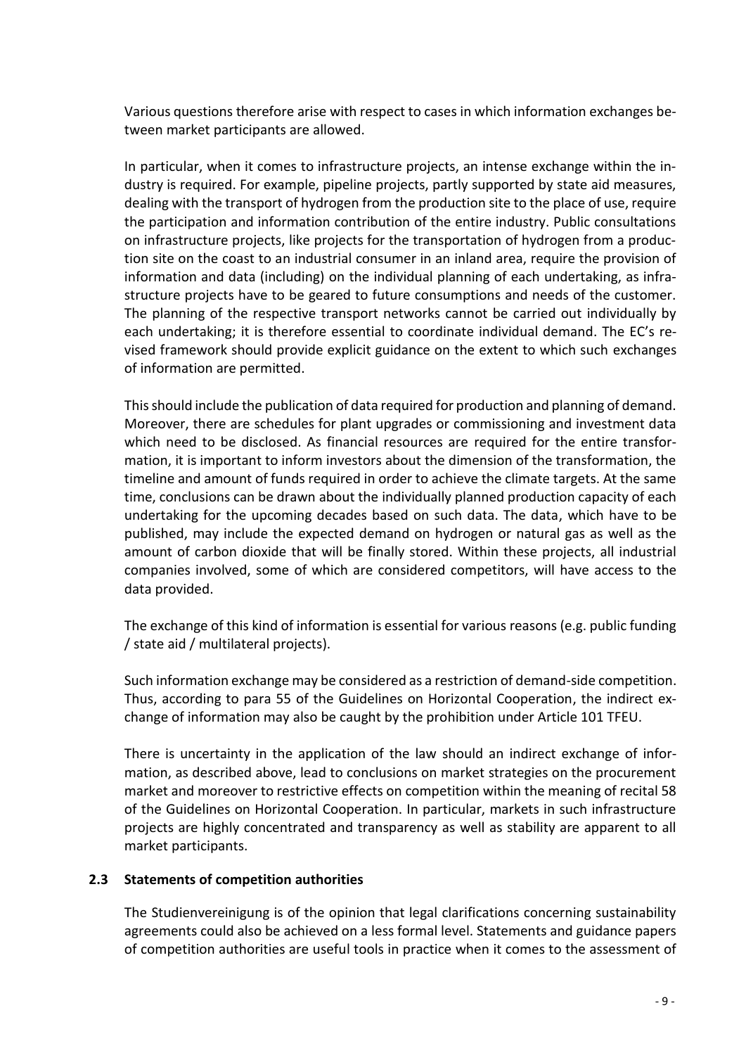Various questions therefore arise with respect to cases in which information exchanges between market participants are allowed.

In particular, when it comes to infrastructure projects, an intense exchange within the industry is required. For example, pipeline projects, partly supported by state aid measures, dealing with the transport of hydrogen from the production site to the place of use, require the participation and information contribution of the entire industry. Public consultations on infrastructure projects, like projects for the transportation of hydrogen from a production site on the coast to an industrial consumer in an inland area, require the provision of information and data (including) on the individual planning of each undertaking, as infrastructure projects have to be geared to future consumptions and needs of the customer. The planning of the respective transport networks cannot be carried out individually by each undertaking; it is therefore essential to coordinate individual demand. The EC's revised framework should provide explicit guidance on the extent to which such exchanges of information are permitted.

This should include the publication of data required for production and planning of demand. Moreover, there are schedules for plant upgrades or commissioning and investment data which need to be disclosed. As financial resources are required for the entire transformation, it is important to inform investors about the dimension of the transformation, the timeline and amount of funds required in order to achieve the climate targets. At the same time, conclusions can be drawn about the individually planned production capacity of each undertaking for the upcoming decades based on such data. The data, which have to be published, may include the expected demand on hydrogen or natural gas as well as the amount of carbon dioxide that will be finally stored. Within these projects, all industrial companies involved, some of which are considered competitors, will have access to the data provided.

The exchange of this kind of information is essential for various reasons (e.g. public funding / state aid / multilateral projects).

Such information exchange may be considered as a restriction of demand-side competition. Thus, according to para 55 of the Guidelines on Horizontal Cooperation, the indirect exchange of information may also be caught by the prohibition under Article 101 TFEU.

There is uncertainty in the application of the law should an indirect exchange of information, as described above, lead to conclusions on market strategies on the procurement market and moreover to restrictive effects on competition within the meaning of recital 58 of the Guidelines on Horizontal Cooperation. In particular, markets in such infrastructure projects are highly concentrated and transparency as well as stability are apparent to all market participants.

### 2.3 Statements of competition authorities

The Studienvereinigung is of the opinion that legal clarifications concerning sustainability agreements could also be achieved on a less formal level. Statements and guidance papers of competition authorities are useful tools in practice when it comes to the assessment of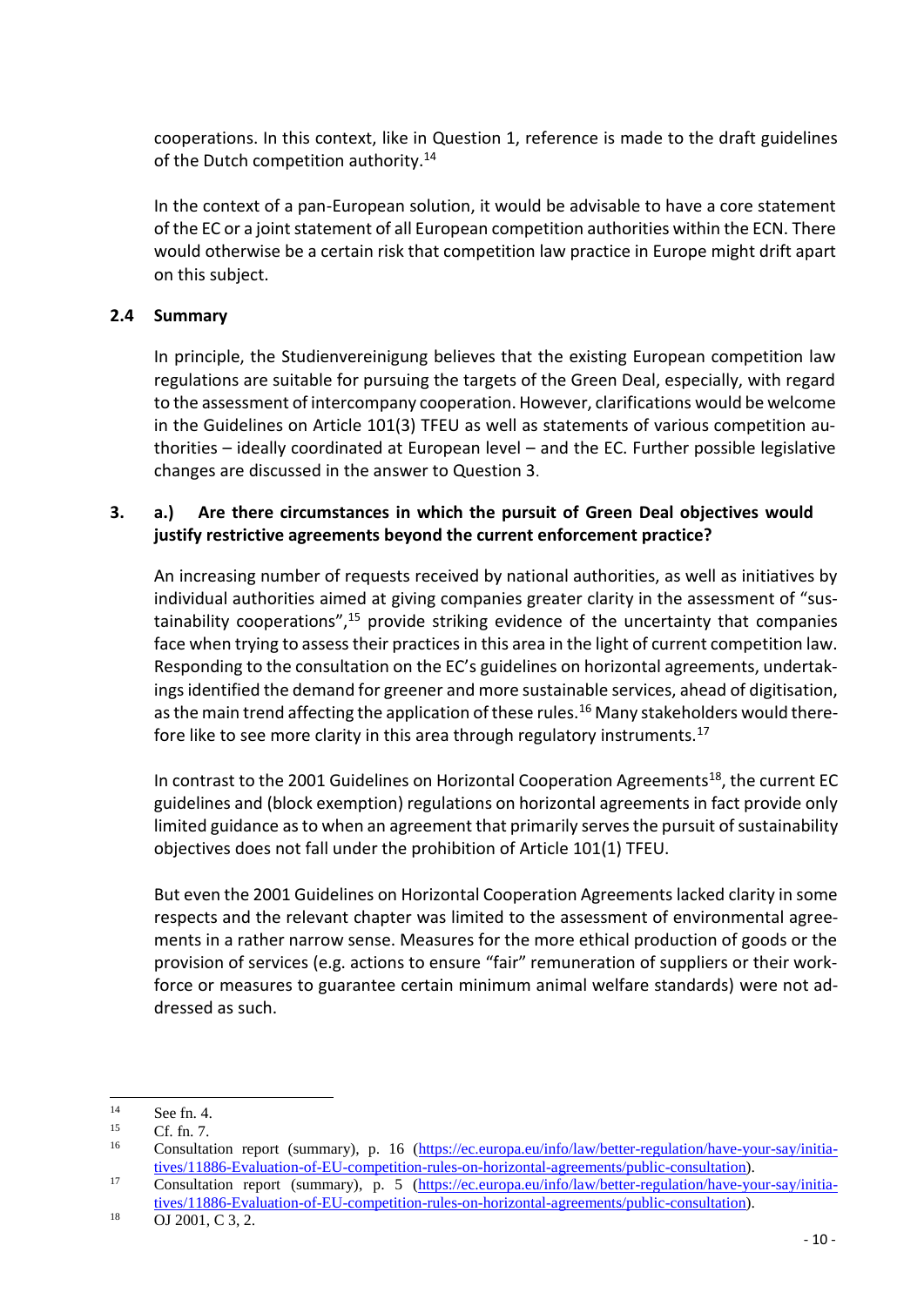cooperations. In this context, like in Question 1, reference is made to the draft guidelines of the Dutch competition authority.[14]

In the context of a pan-European solution, it would be advisable to have a core statement of the EC or a joint statement of all European competition authorities within the ECN. There would otherwise be a certain risk that competition law practice in Europe might drift apart on this subject.

### 2.4 Summary

In principle, the Studienvereinigung believes that the existing European competition law regulations are suitable for pursuing the targets of the Green Deal, especially, with regard to the assessment of intercompany cooperation. However, clarifications would be welcome in the Guidelines on Article 101(3) TFEU as well as statements of various competition authorities – ideally coordinated at European level – and the EC. Further possible legislative changes are discussed in the answer to Question 3.

### 3. a.) Are there circumstances in which the pursuit of Green Deal objectives would justify restrictive agreements beyond the current enforcement practice?

An increasing number of requests received by national authorities, as well as initiatives by individual authorities aimed at giving companies greater clarity in the assessment of "sustainability cooperations",[15] provide striking evidence of the uncertainty that companies face when trying to assess their practices in this area in the light of current competition law. Responding to the consultation on the EC's guidelines on horizontal agreements, undertakings identified the demand for greener and more sustainable services, ahead of digitisation, as the main trend affecting the application of these rules.[16] Many stakeholders would therefore like to see more clarity in this area through regulatory instruments.[17]

In contrast to the 2001 Guidelines on Horizontal Cooperation Agreements[18], the current EC guidelines and (block exemption) regulations on horizontal agreements in fact provide only limited guidance as to when an agreement that primarily serves the pursuit of sustainability objectives does not fall under the prohibition of Article 101(1) TFEU.

But even the 2001 Guidelines on Horizontal Cooperation Agreements lacked clarity in some respects and the relevant chapter was limited to the assessment of environmental agreements in a rather narrow sense. Measures for the more ethical production of goods or the provision of services (e.g. actions to ensure "fair" remuneration of suppliers or their workforce or measures to guarantee certain minimum animal welfare standards) were not addressed as such.

---

[14] See fn. 4.

[15] Cf. fn. 7.

[16] Consultation report (summary), p. 16 (https://ec.europa.eu/info/law/better-regulation/have-your-say/initiatives/11886-Evaluation-of-EU-competition-rules-on-horizontal-agreements/public-consultation).

[17] Consultation report (summary), p. 5 (https://ec.europa.eu/info/law/better-regulation/have-your-say/initiatives/11886-Evaluation-of-EU-competition-rules-on-horizontal-agreements/public-consultation).

[18] OJ 2001, C 3, 2.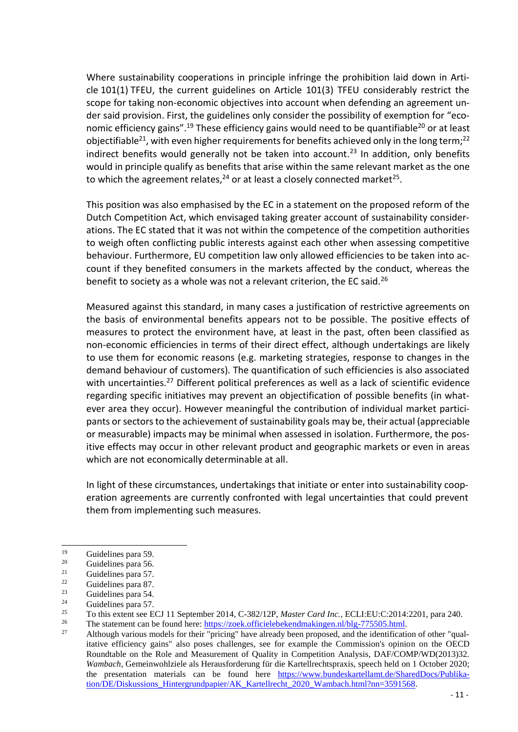Where sustainability cooperations in principle infringe the prohibition laid down in Article 101(1) TFEU, the current guidelines on Article 101(3) TFEU considerably restrict the scope for taking non-economic objectives into account when defending an agreement under said provision. First, the guidelines only consider the possibility of exemption for "economic efficiency gains".[19] These efficiency gains would need to be quantifiable[20] or at least objectifiable[21], with even higher requirements for benefits achieved only in the long term;[22] indirect benefits would generally not be taken into account.[23] In addition, only benefits would in principle qualify as benefits that arise within the same relevant market as the one to which the agreement relates,[24] or at least a closely connected market[25].

This position was also emphasised by the EC in a statement on the proposed reform of the Dutch Competition Act, which envisaged taking greater account of sustainability considerations. The EC stated that it was not within the competence of the competition authorities to weigh often conflicting public interests against each other when assessing competitive behaviour. Furthermore, EU competition law only allowed efficiencies to be taken into account if they benefited consumers in the markets affected by the conduct, whereas the benefit to society as a whole was not a relevant criterion, the EC said.[26]

Measured against this standard, in many cases a justification of restrictive agreements on the basis of environmental benefits appears not to be possible. The positive effects of measures to protect the environment have, at least in the past, often been classified as non-economic efficiencies in terms of their direct effect, although undertakings are likely to use them for economic reasons (e.g. marketing strategies, response to changes in the demand behaviour of customers). The quantification of such efficiencies is also associated with uncertainties.[27] Different political preferences as well as a lack of scientific evidence regarding specific initiatives may prevent an objectification of possible benefits (in whatever area they occur). However meaningful the contribution of individual market participants or sectors to the achievement of sustainability goals may be, their actual (appreciable or measurable) impacts may be minimal when assessed in isolation. Furthermore, the positive effects may occur in other relevant product and geographic markets or even in areas which are not economically determinable at all.

In light of these circumstances, undertakings that initiate or enter into sustainability cooperation agreements are currently confronted with legal uncertainties that could prevent them from implementing such measures.

---

[19] Guidelines para 59.

[20] Guidelines para 56.

[21] Guidelines para 57.

[22] Guidelines para 87.

[23] Guidelines para 54.

[24] Guidelines para 57.

[25] To this extent see ECJ 11 September 2014, C-382/12P, *Master Card Inc.*, ECLI:EU:C:2014:2201, para 240.

[26] The statement can be found here: https://zoek.officielebekendmakingen.nl/blg-775505.html.

[27] Although various models for their "pricing" have already been proposed, and the identification of other "qualitative efficiency gains" also poses challenges, see for example the Commission's opinion on the OECD Roundtable on the Role and Measurement of Quality in Competition Analysis, DAF/COMP/WD(2013)32. *Wambach*, Gemeinwohlziele als Herausforderung für die Kartellrechtspraxis, speech held on 1 October 2020; the presentation materials can be found here https://www.bundeskartellamt.de/SharedDocs/Publikation/DE/Diskussions_Hintergrundpapier/AK_Kartellrecht_2020_Wambach.html?nn=3591568.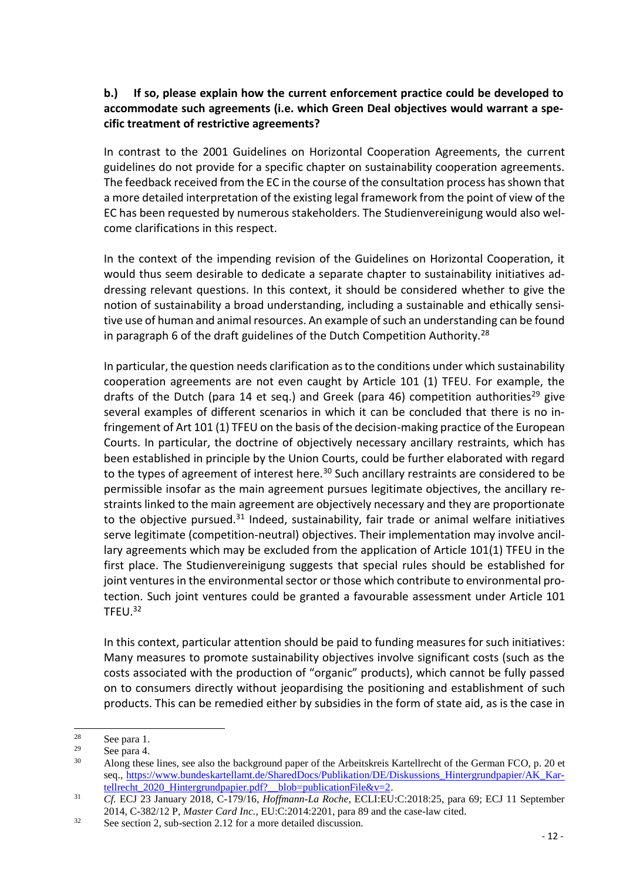**b.) If so, please explain how the current enforcement practice could be developed to accommodate such agreements (i.e. which Green Deal objectives would warrant a specific treatment of restrictive agreements?**

In contrast to the 2001 Guidelines on Horizontal Cooperation Agreements, the current guidelines do not provide for a specific chapter on sustainability cooperation agreements. The feedback received from the EC in the course of the consultation process has shown that a more detailed interpretation of the existing legal framework from the point of view of the EC has been requested by numerous stakeholders. The Studienvereinigung would also welcome clarifications in this respect.

In the context of the impending revision of the Guidelines on Horizontal Cooperation, it would thus seem desirable to dedicate a separate chapter to sustainability initiatives addressing relevant questions. In this context, it should be considered whether to give the notion of sustainability a broad understanding, including a sustainable and ethically sensitive use of human and animal resources. An example of such an understanding can be found in paragraph 6 of the draft guidelines of the Dutch Competition Authority.[28]

In particular, the question needs clarification as to the conditions under which sustainability cooperation agreements are not even caught by Article 101 (1) TFEU. For example, the drafts of the Dutch (para 14 et seq.) and Greek (para 46) competition authorities[29] give several examples of different scenarios in which it can be concluded that there is no infringement of Art 101 (1) TFEU on the basis of the decision-making practice of the European Courts. In particular, the doctrine of objectively necessary ancillary restraints, which has been established in principle by the Union Courts, could be further elaborated with regard to the types of agreement of interest here.[30] Such ancillary restraints are considered to be permissible insofar as the main agreement pursues legitimate objectives, the ancillary restraints linked to the main agreement are objectively necessary and they are proportionate to the objective pursued.[31] Indeed, sustainability, fair trade or animal welfare initiatives serve legitimate (competition-neutral) objectives. Their implementation may involve ancillary agreements which may be excluded from the application of Article 101(1) TFEU in the first place. The Studienvereinigung suggests that special rules should be established for joint ventures in the environmental sector or those which contribute to environmental protection. Such joint ventures could be granted a favourable assessment under Article 101 TFEU.[32]

In this context, particular attention should be paid to funding measures for such initiatives: Many measures to promote sustainability objectives involve significant costs (such as the costs associated with the production of "organic" products), which cannot be fully passed on to consumers directly without jeopardising the positioning and establishment of such products. This can be remedied either by subsidies in the form of state aid, as is the case in

---

[28] See para 1.

[29] See para 4.

[30] Along these lines, see also the background paper of the Arbeitskreis Kartellrecht of the German FCO, p. 20 et seq., https://www.bundeskartellamt.de/SharedDocs/Publikation/DE/Diskussions_Hintergrundpapier/AK_Kartellrecht_2020_Hintergrundpapier.pdf?__blob=publicationFile&v=2.

[31] *Cf.* ECJ 23 January 2018, C-179/16, *Hoffmann-La Roche*, ECLI:EU:C:2018:25, para 69; ECJ 11 September 2014, C-382/12 P, *Master Card Inc.*, EU:C:2014:2201, para 89 and the case-law cited.

[32] See section 2, sub-section 2.12 for a more detailed discussion.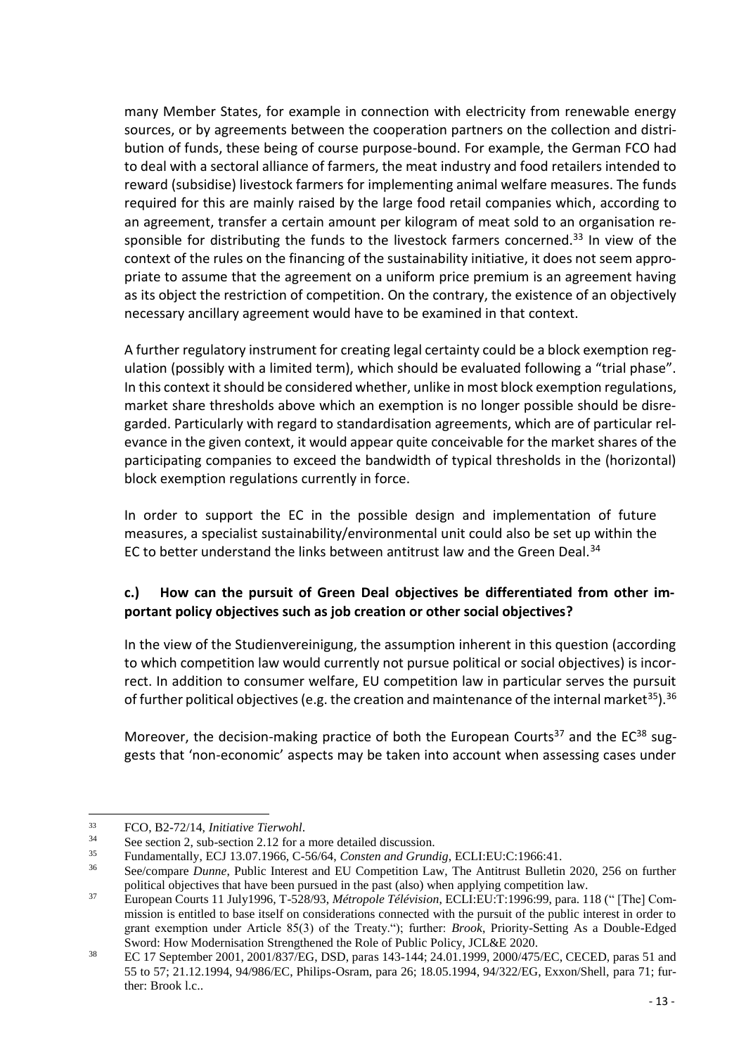many Member States, for example in connection with electricity from renewable energy sources, or by agreements between the cooperation partners on the collection and distribution of funds, these being of course purpose-bound. For example, the German FCO had to deal with a sectoral alliance of farmers, the meat industry and food retailers intended to reward (subsidise) livestock farmers for implementing animal welfare measures. The funds required for this are mainly raised by the large food retail companies which, according to an agreement, transfer a certain amount per kilogram of meat sold to an organisation responsible for distributing the funds to the livestock farmers concerned.[33] In view of the context of the rules on the financing of the sustainability initiative, it does not seem appropriate to assume that the agreement on a uniform price premium is an agreement having as its object the restriction of competition. On the contrary, the existence of an objectively necessary ancillary agreement would have to be examined in that context.

A further regulatory instrument for creating legal certainty could be a block exemption regulation (possibly with a limited term), which should be evaluated following a "trial phase". In this context it should be considered whether, unlike in most block exemption regulations, market share thresholds above which an exemption is no longer possible should be disregarded. Particularly with regard to standardisation agreements, which are of particular relevance in the given context, it would appear quite conceivable for the market shares of the participating companies to exceed the bandwidth of typical thresholds in the (horizontal) block exemption regulations currently in force.

In order to support the EC in the possible design and implementation of future measures, a specialist sustainability/environmental unit could also be set up within the EC to better understand the links between antitrust law and the Green Deal.[34]

### c.) How can the pursuit of Green Deal objectives be differentiated from other important policy objectives such as job creation or other social objectives?

In the view of the Studienvereinigung, the assumption inherent in this question (according to which competition law would currently not pursue political or social objectives) is incorrect. In addition to consumer welfare, EU competition law in particular serves the pursuit of further political objectives (e.g. the creation and maintenance of the internal market[35]).[36]

Moreover, the decision-making practice of both the European Courts[37] and the EC[38] suggests that 'non-economic' aspects may be taken into account when assessing cases under

---

[33] FCO, B2-72/14, *Initiative Tierwohl*.

[34] See section 2, sub-section 2.12 for a more detailed discussion.

[35] Fundamentally, ECJ 13.07.1966, C-56/64, *Consten and Grundig*, ECLI:EU:C:1966:41.

[36] See/compare *Dunne*, Public Interest and EU Competition Law, The Antitrust Bulletin 2020, 256 on further political objectives that have been pursued in the past (also) when applying competition law.

[37] European Courts 11 July1996, T-528/93, *Métropole Télévision*, ECLI:EU:T:1996:99, para. 118 (" [The] Commission is entitled to base itself on considerations connected with the pursuit of the public interest in order to grant exemption under Article 85(3) of the Treaty."); further: *Brook*, Priority-Setting As a Double-Edged Sword: How Modernisation Strengthened the Role of Public Policy, JCL&E 2020.

[38] EC 17 September 2001, 2001/837/EG, DSD, paras 143-144; 24.01.1999, 2000/475/EC, CECED, paras 51 and 55 to 57; 21.12.1994, 94/986/EC, Philips-Osram, para 26; 18.05.1994, 94/322/EG, Exxon/Shell, para 71; further: Brook l.c..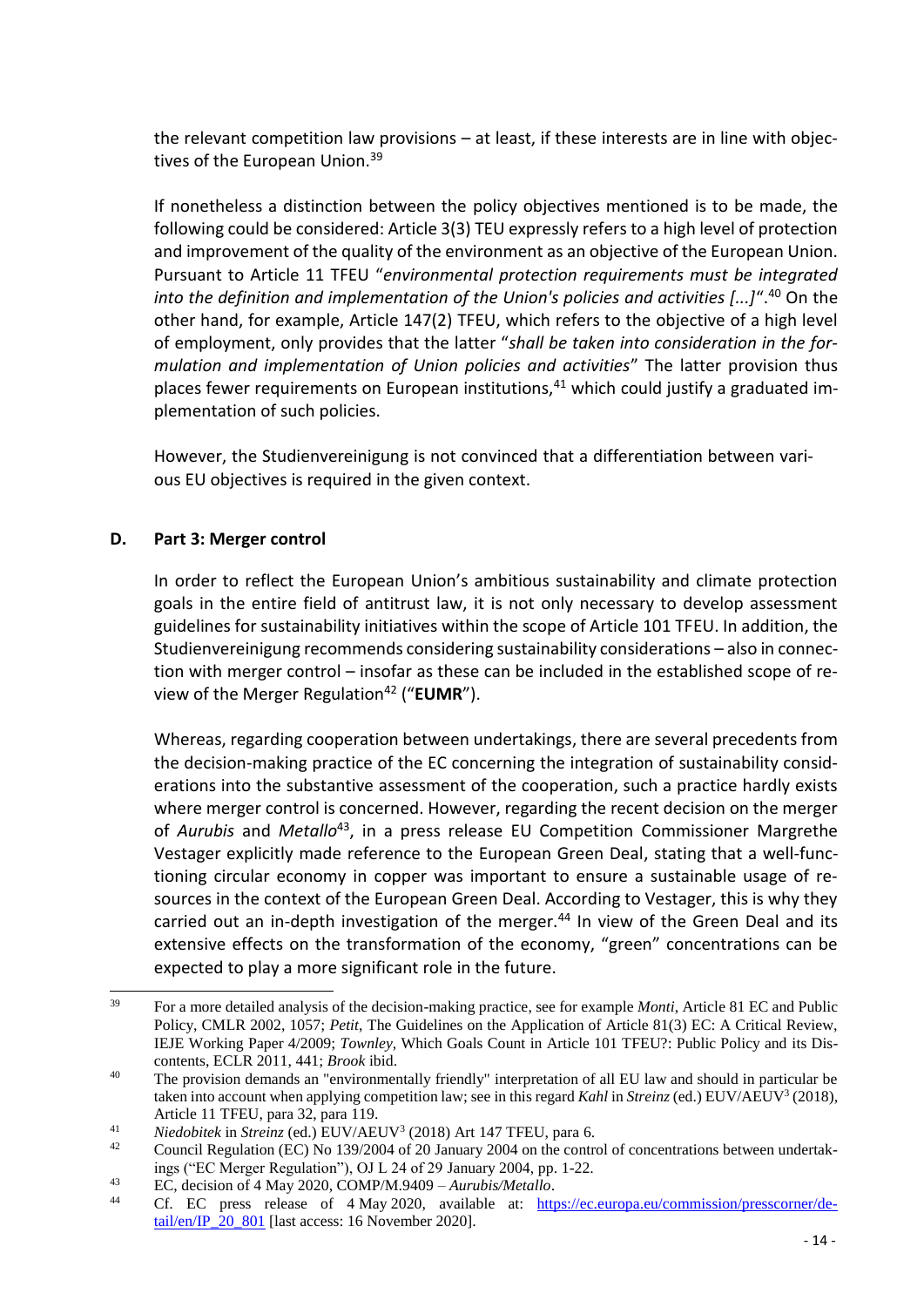the relevant competition law provisions – at least, if these interests are in line with objectives of the European Union.[39]

If nonetheless a distinction between the policy objectives mentioned is to be made, the following could be considered: Article 3(3) TEU expressly refers to a high level of protection and improvement of the quality of the environment as an objective of the European Union. Pursuant to Article 11 TFEU "*environmental protection requirements must be integrated into the definition and implementation of the Union's policies and activities [...]*".[40] On the other hand, for example, Article 147(2) TFEU, which refers to the objective of a high level of employment, only provides that the latter "*shall be taken into consideration in the formulation and implementation of Union policies and activities*" The latter provision thus places fewer requirements on European institutions,[41] which could justify a graduated implementation of such policies.

However, the Studienvereinigung is not convinced that a differentiation between various EU objectives is required in the given context.

## D. Part 3: Merger control

In order to reflect the European Union's ambitious sustainability and climate protection goals in the entire field of antitrust law, it is not only necessary to develop assessment guidelines for sustainability initiatives within the scope of Article 101 TFEU. In addition, the Studienvereinigung recommends considering sustainability considerations – also in connection with merger control – insofar as these can be included in the established scope of review of the Merger Regulation[42] ("**EUMR**").

Whereas, regarding cooperation between undertakings, there are several precedents from the decision-making practice of the EC concerning the integration of sustainability considerations into the substantive assessment of the cooperation, such a practice hardly exists where merger control is concerned. However, regarding the recent decision on the merger of *Aurubis* and *Metallo*[43], in a press release EU Competition Commissioner Margrethe Vestager explicitly made reference to the European Green Deal, stating that a well-functioning circular economy in copper was important to ensure a sustainable usage of resources in the context of the European Green Deal. According to Vestager, this is why they carried out an in-depth investigation of the merger.[44] In view of the Green Deal and its extensive effects on the transformation of the economy, "green" concentrations can be expected to play a more significant role in the future.

---

[39] For a more detailed analysis of the decision-making practice, see for example *Monti*, Article 81 EC and Public Policy, CMLR 2002, 1057; *Petit*, The Guidelines on the Application of Article 81(3) EC: A Critical Review, IEJE Working Paper 4/2009; *Townley*, Which Goals Count in Article 101 TFEU?: Public Policy and its Discontents, ECLR 2011, 441; *Brook* ibid.

[40] The provision demands an "environmentally friendly" interpretation of all EU law and should in particular be taken into account when applying competition law; see in this regard *Kahl* in *Streinz* (ed.) EUV/AEUV[3] (2018), Article 11 TFEU, para 32, para 119.

[41] *Niedobitek* in *Streinz* (ed.) EUV/AEUV[3] (2018) Art 147 TFEU, para 6.

[42] Council Regulation (EC) No 139/2004 of 20 January 2004 on the control of concentrations between undertakings ("EC Merger Regulation"), OJ L 24 of 29 January 2004, pp. 1-22.

[43] EC, decision of 4 May 2020, COMP/M.9409 – *Aurubis/Metallo*.

[44] Cf. EC press release of 4 May 2020, available at: https://ec.europa.eu/commission/presscorner/detail/en/IP_20_801 [last access: 16 November 2020].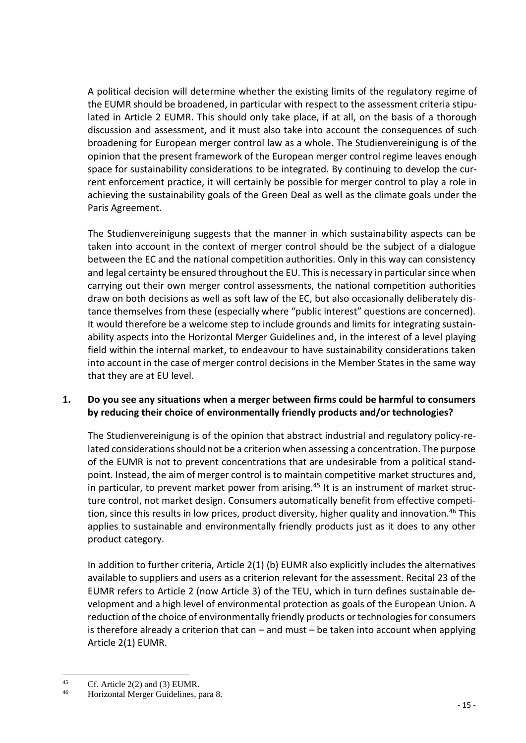A political decision will determine whether the existing limits of the regulatory regime of the EUMR should be broadened, in particular with respect to the assessment criteria stipulated in Article 2 EUMR. This should only take place, if at all, on the basis of a thorough discussion and assessment, and it must also take into account the consequences of such broadening for European merger control law as a whole. The Studienvereinigung is of the opinion that the present framework of the European merger control regime leaves enough space for sustainability considerations to be integrated. By continuing to develop the current enforcement practice, it will certainly be possible for merger control to play a role in achieving the sustainability goals of the Green Deal as well as the climate goals under the Paris Agreement.

The Studienvereinigung suggests that the manner in which sustainability aspects can be taken into account in the context of merger control should be the subject of a dialogue between the EC and the national competition authorities. Only in this way can consistency and legal certainty be ensured throughout the EU. This is necessary in particular since when carrying out their own merger control assessments, the national competition authorities draw on both decisions as well as soft law of the EC, but also occasionally deliberately distance themselves from these (especially where "public interest" questions are concerned). It would therefore be a welcome step to include grounds and limits for integrating sustainability aspects into the Horizontal Merger Guidelines and, in the interest of a level playing field within the internal market, to endeavour to have sustainability considerations taken into account in the case of merger control decisions in the Member States in the same way that they are at EU level.

**1. Do you see any situations when a merger between firms could be harmful to consumers by reducing their choice of environmentally friendly products and/or technologies?**

The Studienvereinigung is of the opinion that abstract industrial and regulatory policy-related considerations should not be a criterion when assessing a concentration. The purpose of the EUMR is not to prevent concentrations that are undesirable from a political standpoint. Instead, the aim of merger control is to maintain competitive market structures and, in particular, to prevent market power from arising.[45] It is an instrument of market structure control, not market design. Consumers automatically benefit from effective competition, since this results in low prices, product diversity, higher quality and innovation.[46] This applies to sustainable and environmentally friendly products just as it does to any other product category.

In addition to further criteria, Article 2(1) (b) EUMR also explicitly includes the alternatives available to suppliers and users as a criterion relevant for the assessment. Recital 23 of the EUMR refers to Article 2 (now Article 3) of the TEU, which in turn defines sustainable development and a high level of environmental protection as goals of the European Union. A reduction of the choice of environmentally friendly products or technologies for consumers is therefore already a criterion that can – and must – be taken into account when applying Article 2(1) EUMR.

---

[45] Cf. Article 2(2) and (3) EUMR.

[46] Horizontal Merger Guidelines, para 8.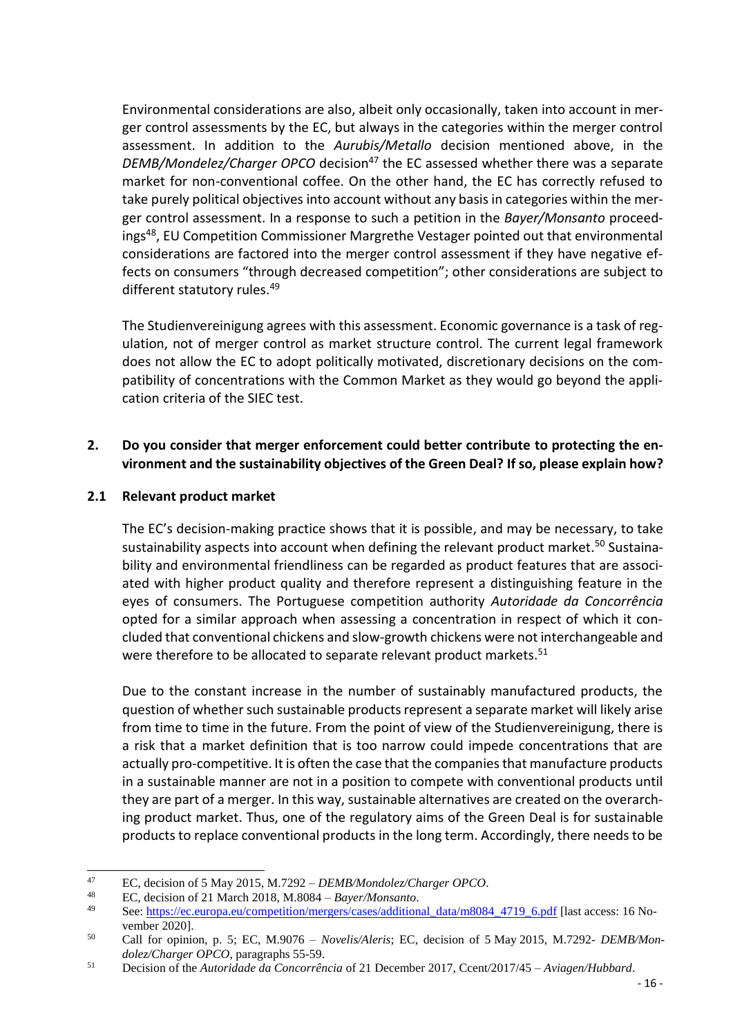Environmental considerations are also, albeit only occasionally, taken into account in merger control assessments by the EC, but always in the categories within the merger control assessment. In addition to the *Aurubis/Metallo* decision mentioned above, in the *DEMB/Mondelez/Charger OPCO* decision[47] the EC assessed whether there was a separate market for non-conventional coffee. On the other hand, the EC has correctly refused to take purely political objectives into account without any basis in categories within the merger control assessment. In a response to such a petition in the *Bayer/Monsanto* proceedings[48], EU Competition Commissioner Margrethe Vestager pointed out that environmental considerations are factored into the merger control assessment if they have negative effects on consumers "through decreased competition"; other considerations are subject to different statutory rules.[49]

The Studienvereinigung agrees with this assessment. Economic governance is a task of regulation, not of merger control as market structure control. The current legal framework does not allow the EC to adopt politically motivated, discretionary decisions on the compatibility of concentrations with the Common Market as they would go beyond the application criteria of the SIEC test.

## 2. Do you consider that merger enforcement could better contribute to protecting the environment and the sustainability objectives of the Green Deal? If so, please explain how?

### 2.1 Relevant product market

The EC's decision-making practice shows that it is possible, and may be necessary, to take sustainability aspects into account when defining the relevant product market.[50] Sustainability and environmental friendliness can be regarded as product features that are associated with higher product quality and therefore represent a distinguishing feature in the eyes of consumers. The Portuguese competition authority *Autoridade da Concorrência* opted for a similar approach when assessing a concentration in respect of which it concluded that conventional chickens and slow-growth chickens were not interchangeable and were therefore to be allocated to separate relevant product markets.[51]

Due to the constant increase in the number of sustainably manufactured products, the question of whether such sustainable products represent a separate market will likely arise from time to time in the future. From the point of view of the Studienvereinigung, there is a risk that a market definition that is too narrow could impede concentrations that are actually pro-competitive. It is often the case that the companies that manufacture products in a sustainable manner are not in a position to compete with conventional products until they are part of a merger. In this way, sustainable alternatives are created on the overarching product market. Thus, one of the regulatory aims of the Green Deal is for sustainable products to replace conventional products in the long term. Accordingly, there needs to be

---

[47] EC, decision of 5 May 2015, M.7292 – *DEMB/Mondolez/Charger OPCO*.

[48] EC, decision of 21 March 2018, M.8084 – *Bayer/Monsanto*.

[49] See: https://ec.europa.eu/competition/mergers/cases/additional_data/m8084_4719_6.pdf [last access: 16 November 2020].

[50] Call for opinion, p. 5; EC, M.9076 – *Novelis/Aleris*; EC, decision of 5 May 2015, M.7292- *DEMB/Mondolez/Charger OPCO*, paragraphs 55-59.

[51] Decision of the *Autoridade da Concorrência* of 21 December 2017, Ccent/2017/45 – *Aviagen/Hubbard*.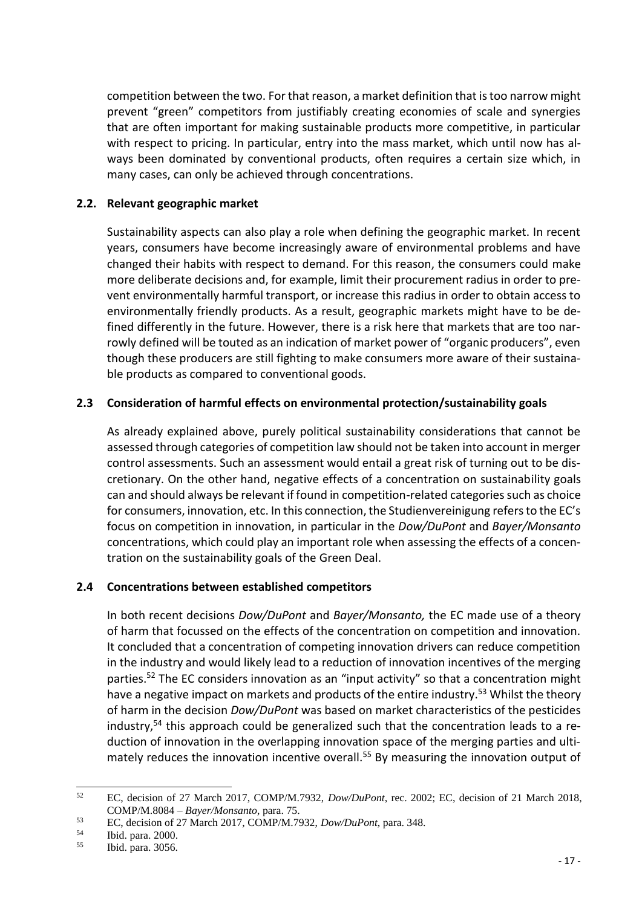competition between the two. For that reason, a market definition that is too narrow might prevent "green" competitors from justifiably creating economies of scale and synergies that are often important for making sustainable products more competitive, in particular with respect to pricing. In particular, entry into the mass market, which until now has always been dominated by conventional products, often requires a certain size which, in many cases, can only be achieved through concentrations.

### 2.2. Relevant geographic market

Sustainability aspects can also play a role when defining the geographic market. In recent years, consumers have become increasingly aware of environmental problems and have changed their habits with respect to demand. For this reason, the consumers could make more deliberate decisions and, for example, limit their procurement radius in order to prevent environmentally harmful transport, or increase this radius in order to obtain access to environmentally friendly products. As a result, geographic markets might have to be defined differently in the future. However, there is a risk here that markets that are too narrowly defined will be touted as an indication of market power of "organic producers", even though these producers are still fighting to make consumers more aware of their sustainable products as compared to conventional goods.

### 2.3 Consideration of harmful effects on environmental protection/sustainability goals

As already explained above, purely political sustainability considerations that cannot be assessed through categories of competition law should not be taken into account in merger control assessments. Such an assessment would entail a great risk of turning out to be discretionary. On the other hand, negative effects of a concentration on sustainability goals can and should always be relevant if found in competition-related categories such as choice for consumers, innovation, etc. In this connection, the Studienvereinigung refers to the EC's focus on competition in innovation, in particular in the *Dow/DuPont* and *Bayer/Monsanto* concentrations, which could play an important role when assessing the effects of a concentration on the sustainability goals of the Green Deal.

### 2.4 Concentrations between established competitors

In both recent decisions *Dow/DuPont* and *Bayer/Monsanto,* the EC made use of a theory of harm that focussed on the effects of the concentration on competition and innovation. It concluded that a concentration of competing innovation drivers can reduce competition in the industry and would likely lead to a reduction of innovation incentives of the merging parties.[52] The EC considers innovation as an "input activity" so that a concentration might have a negative impact on markets and products of the entire industry.[53] Whilst the theory of harm in the decision *Dow/DuPont* was based on market characteristics of the pesticides industry,[54] this approach could be generalized such that the concentration leads to a reduction of innovation in the overlapping innovation space of the merging parties and ultimately reduces the innovation incentive overall.[55] By measuring the innovation output of

---

[52] EC, decision of 27 March 2017, COMP/M.7932, *Dow/DuPont*, rec. 2002; EC, decision of 21 March 2018, COMP/M.8084 – *Bayer/Monsanto*, para. 75.

[53] EC, decision of 27 March 2017, COMP/M.7932, *Dow/DuPont*, para. 348.

[54] Ibid. para. 2000.

[55] Ibid. para. 3056.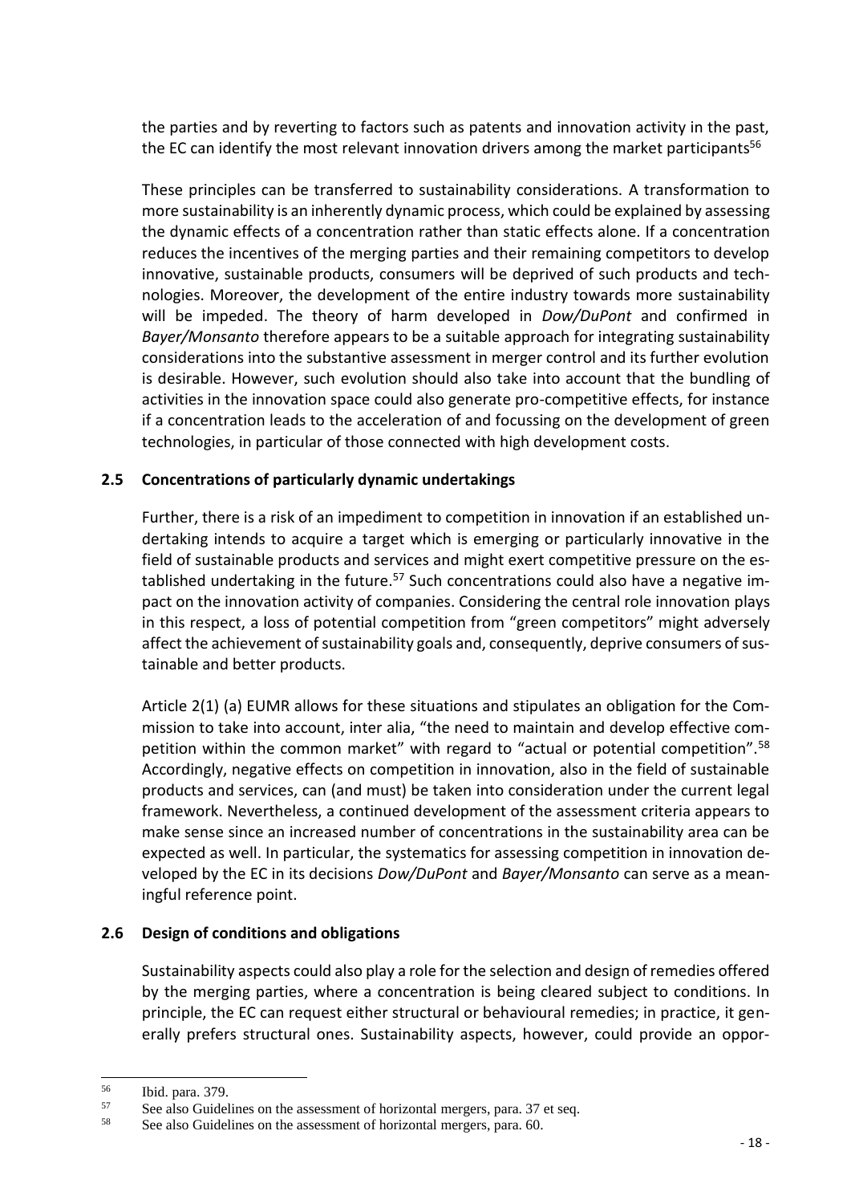the parties and by reverting to factors such as patents and innovation activity in the past, the EC can identify the most relevant innovation drivers among the market participants[56]

These principles can be transferred to sustainability considerations. A transformation to more sustainability is an inherently dynamic process, which could be explained by assessing the dynamic effects of a concentration rather than static effects alone. If a concentration reduces the incentives of the merging parties and their remaining competitors to develop innovative, sustainable products, consumers will be deprived of such products and technologies. Moreover, the development of the entire industry towards more sustainability will be impeded. The theory of harm developed in *Dow/DuPont* and confirmed in *Bayer/Monsanto* therefore appears to be a suitable approach for integrating sustainability considerations into the substantive assessment in merger control and its further evolution is desirable. However, such evolution should also take into account that the bundling of activities in the innovation space could also generate pro-competitive effects, for instance if a concentration leads to the acceleration of and focussing on the development of green technologies, in particular of those connected with high development costs.

## 2.5 Concentrations of particularly dynamic undertakings

Further, there is a risk of an impediment to competition in innovation if an established undertaking intends to acquire a target which is emerging or particularly innovative in the field of sustainable products and services and might exert competitive pressure on the established undertaking in the future.[57] Such concentrations could also have a negative impact on the innovation activity of companies. Considering the central role innovation plays in this respect, a loss of potential competition from "green competitors" might adversely affect the achievement of sustainability goals and, consequently, deprive consumers of sustainable and better products.

Article 2(1) (a) EUMR allows for these situations and stipulates an obligation for the Commission to take into account, inter alia, "the need to maintain and develop effective competition within the common market" with regard to "actual or potential competition".[58] Accordingly, negative effects on competition in innovation, also in the field of sustainable products and services, can (and must) be taken into consideration under the current legal framework. Nevertheless, a continued development of the assessment criteria appears to make sense since an increased number of concentrations in the sustainability area can be expected as well. In particular, the systematics for assessing competition in innovation developed by the EC in its decisions *Dow/DuPont* and *Bayer/Monsanto* can serve as a meaningful reference point.

## 2.6 Design of conditions and obligations

Sustainability aspects could also play a role for the selection and design of remedies offered by the merging parties, where a concentration is being cleared subject to conditions. In principle, the EC can request either structural or behavioural remedies; in practice, it generally prefers structural ones. Sustainability aspects, however, could provide an oppor-

---

[56] Ibid. para. 379.

[57] See also Guidelines on the assessment of horizontal mergers, para. 37 et seq.

[58] See also Guidelines on the assessment of horizontal mergers, para. 60.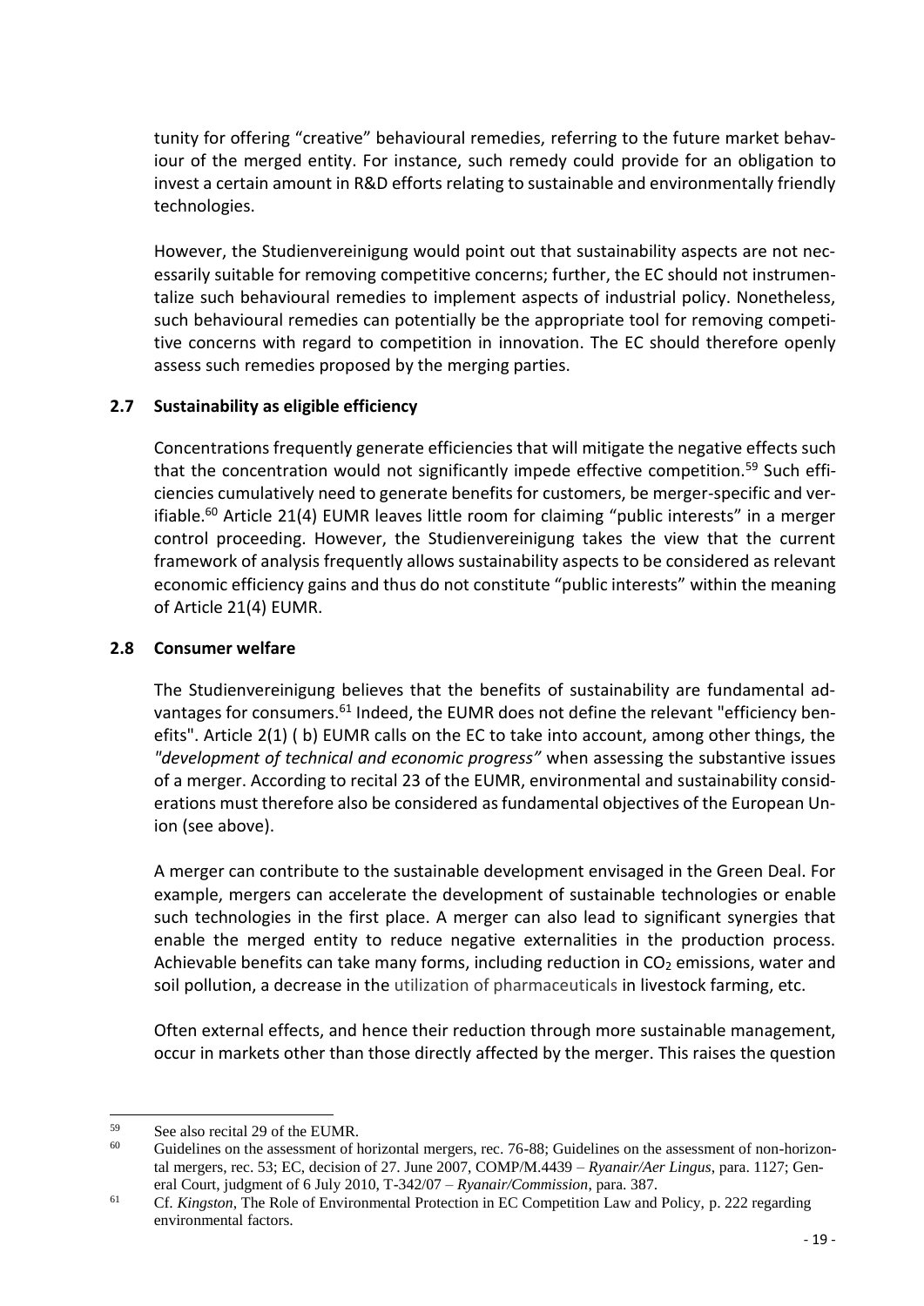tunity for offering "creative" behavioural remedies, referring to the future market behaviour of the merged entity. For instance, such remedy could provide for an obligation to invest a certain amount in R&D efforts relating to sustainable and environmentally friendly technologies.

However, the Studienvereinigung would point out that sustainability aspects are not necessarily suitable for removing competitive concerns; further, the EC should not instrumentalize such behavioural remedies to implement aspects of industrial policy. Nonetheless, such behavioural remedies can potentially be the appropriate tool for removing competitive concerns with regard to competition in innovation. The EC should therefore openly assess such remedies proposed by the merging parties.

### 2.7 Sustainability as eligible efficiency

Concentrations frequently generate efficiencies that will mitigate the negative effects such that the concentration would not significantly impede effective competition.[59] Such efficiencies cumulatively need to generate benefits for customers, be merger-specific and verifiable.[60] Article 21(4) EUMR leaves little room for claiming "public interests" in a merger control proceeding. However, the Studienvereinigung takes the view that the current framework of analysis frequently allows sustainability aspects to be considered as relevant economic efficiency gains and thus do not constitute "public interests" within the meaning of Article 21(4) EUMR.

### 2.8 Consumer welfare

The Studienvereinigung believes that the benefits of sustainability are fundamental advantages for consumers.[61] Indeed, the EUMR does not define the relevant "efficiency benefits". Article 2(1) ( b) EUMR calls on the EC to take into account, among other things, the *"development of technical and economic progress"* when assessing the substantive issues of a merger. According to recital 23 of the EUMR, environmental and sustainability considerations must therefore also be considered as fundamental objectives of the European Union (see above).

A merger can contribute to the sustainable development envisaged in the Green Deal. For example, mergers can accelerate the development of sustainable technologies or enable such technologies in the first place. A merger can also lead to significant synergies that enable the merged entity to reduce negative externalities in the production process. Achievable benefits can take many forms, including reduction in $CO_2$ emissions, water and soil pollution, a decrease in the utilization of pharmaceuticals in livestock farming, etc.

Often external effects, and hence their reduction through more sustainable management, occur in markets other than those directly affected by the merger. This raises the question

---

[59] See also recital 29 of the EUMR.

[60] Guidelines on the assessment of horizontal mergers, rec. 76-88; Guidelines on the assessment of non-horizontal mergers, rec. 53; EC, decision of 27. June 2007, COMP/M.4439 – *Ryanair/Aer Lingus*, para. 1127; General Court, judgment of 6 July 2010, T-342/07 – *Ryanair/Commission*, para. 387.

[61] Cf. *Kingston*, The Role of Environmental Protection in EC Competition Law and Policy, p. 222 regarding environmental factors.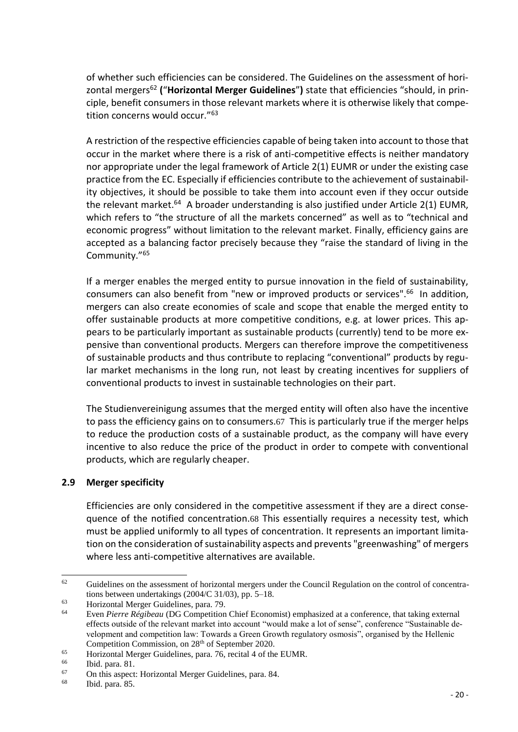of whether such efficiencies can be considered. The Guidelines on the assessment of horizontal mergers[62] **("Horizontal Merger Guidelines")** state that efficiencies "should, in principle, benefit consumers in those relevant markets where it is otherwise likely that competition concerns would occur."[63]

A restriction of the respective efficiencies capable of being taken into account to those that occur in the market where there is a risk of anti-competitive effects is neither mandatory nor appropriate under the legal framework of Article 2(1) EUMR or under the existing case practice from the EC. Especially if efficiencies contribute to the achievement of sustainability objectives, it should be possible to take them into account even if they occur outside the relevant market.[64] A broader understanding is also justified under Article 2(1) EUMR, which refers to "the structure of all the markets concerned" as well as to "technical and economic progress" without limitation to the relevant market. Finally, efficiency gains are accepted as a balancing factor precisely because they "raise the standard of living in the Community."[65]

If a merger enables the merged entity to pursue innovation in the field of sustainability, consumers can also benefit from "new or improved products or services".[66] In addition, mergers can also create economies of scale and scope that enable the merged entity to offer sustainable products at more competitive conditions, e.g. at lower prices. This appears to be particularly important as sustainable products (currently) tend to be more expensive than conventional products. Mergers can therefore improve the competitiveness of sustainable products and thus contribute to replacing "conventional" products by regular market mechanisms in the long run, not least by creating incentives for suppliers of conventional products to invest in sustainable technologies on their part.

The Studienvereinigung assumes that the merged entity will often also have the incentive to pass the efficiency gains on to consumers.[67] This is particularly true if the merger helps to reduce the production costs of a sustainable product, as the company will have every incentive to also reduce the price of the product in order to compete with conventional products, which are regularly cheaper.

## 2.9 Merger specificity

Efficiencies are only considered in the competitive assessment if they are a direct consequence of the notified concentration.[68] This essentially requires a necessity test, which must be applied uniformly to all types of concentration. It represents an important limitation on the consideration of sustainability aspects and prevents "greenwashing" of mergers where less anti-competitive alternatives are available.

---

[62] Guidelines on the assessment of horizontal mergers under the Council Regulation on the control of concentrations between undertakings (2004/C 31/03), pp. 5–18.

[63] Horizontal Merger Guidelines, para. 79.

[64] Even *Pierre Régibeau* (DG Competition Chief Economist) emphasized at a conference, that taking external effects outside of the relevant market into account "would make a lot of sense", conference "Sustainable development and competition law: Towards a Green Growth regulatory osmosis", organised by the Hellenic Competition Commission, on 28th of September 2020.

[65] Horizontal Merger Guidelines, para. 76, recital 4 of the EUMR.

[66] Ibid. para. 81.

[67] On this aspect: Horizontal Merger Guidelines, para. 84.

[68] Ibid. para. 85.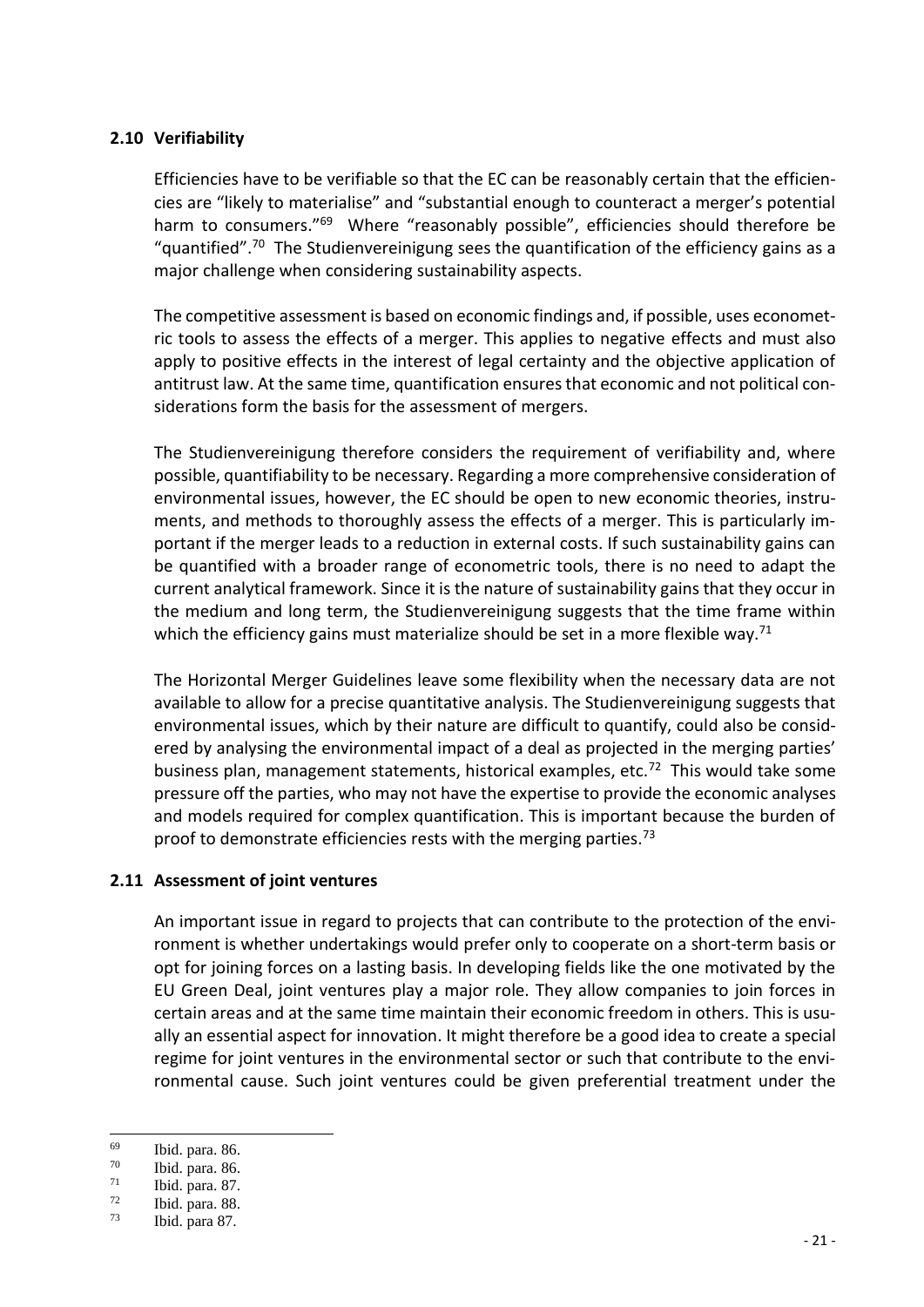## 2.10 Verifiability

Efficiencies have to be verifiable so that the EC can be reasonably certain that the efficiencies are "likely to materialise" and "substantial enough to counteract a merger's potential harm to consumers."[69] Where "reasonably possible", efficiencies should therefore be "quantified".[70] The Studienvereinigung sees the quantification of the efficiency gains as a major challenge when considering sustainability aspects.

The competitive assessment is based on economic findings and, if possible, uses econometric tools to assess the effects of a merger. This applies to negative effects and must also apply to positive effects in the interest of legal certainty and the objective application of antitrust law. At the same time, quantification ensures that economic and not political considerations form the basis for the assessment of mergers.

The Studienvereinigung therefore considers the requirement of verifiability and, where possible, quantifiability to be necessary. Regarding a more comprehensive consideration of environmental issues, however, the EC should be open to new economic theories, instruments, and methods to thoroughly assess the effects of a merger. This is particularly important if the merger leads to a reduction in external costs. If such sustainability gains can be quantified with a broader range of econometric tools, there is no need to adapt the current analytical framework. Since it is the nature of sustainability gains that they occur in the medium and long term, the Studienvereinigung suggests that the time frame within which the efficiency gains must materialize should be set in a more flexible way.[71]

The Horizontal Merger Guidelines leave some flexibility when the necessary data are not available to allow for a precise quantitative analysis. The Studienvereinigung suggests that environmental issues, which by their nature are difficult to quantify, could also be considered by analysing the environmental impact of a deal as projected in the merging parties' business plan, management statements, historical examples, etc.[72] This would take some pressure off the parties, who may not have the expertise to provide the economic analyses and models required for complex quantification. This is important because the burden of proof to demonstrate efficiencies rests with the merging parties.[73]

## 2.11 Assessment of joint ventures

An important issue in regard to projects that can contribute to the protection of the environment is whether undertakings would prefer only to cooperate on a short-term basis or opt for joining forces on a lasting basis. In developing fields like the one motivated by the EU Green Deal, joint ventures play a major role. They allow companies to join forces in certain areas and at the same time maintain their economic freedom in others. This is usually an essential aspect for innovation. It might therefore be a good idea to create a special regime for joint ventures in the environmental sector or such that contribute to the environmental cause. Such joint ventures could be given preferential treatment under the

---

[69] Ibid. para. 86.
[70] Ibid. para. 86.
[71] Ibid. para. 87.
[72] Ibid. para. 88.
[73] Ibid. para 87.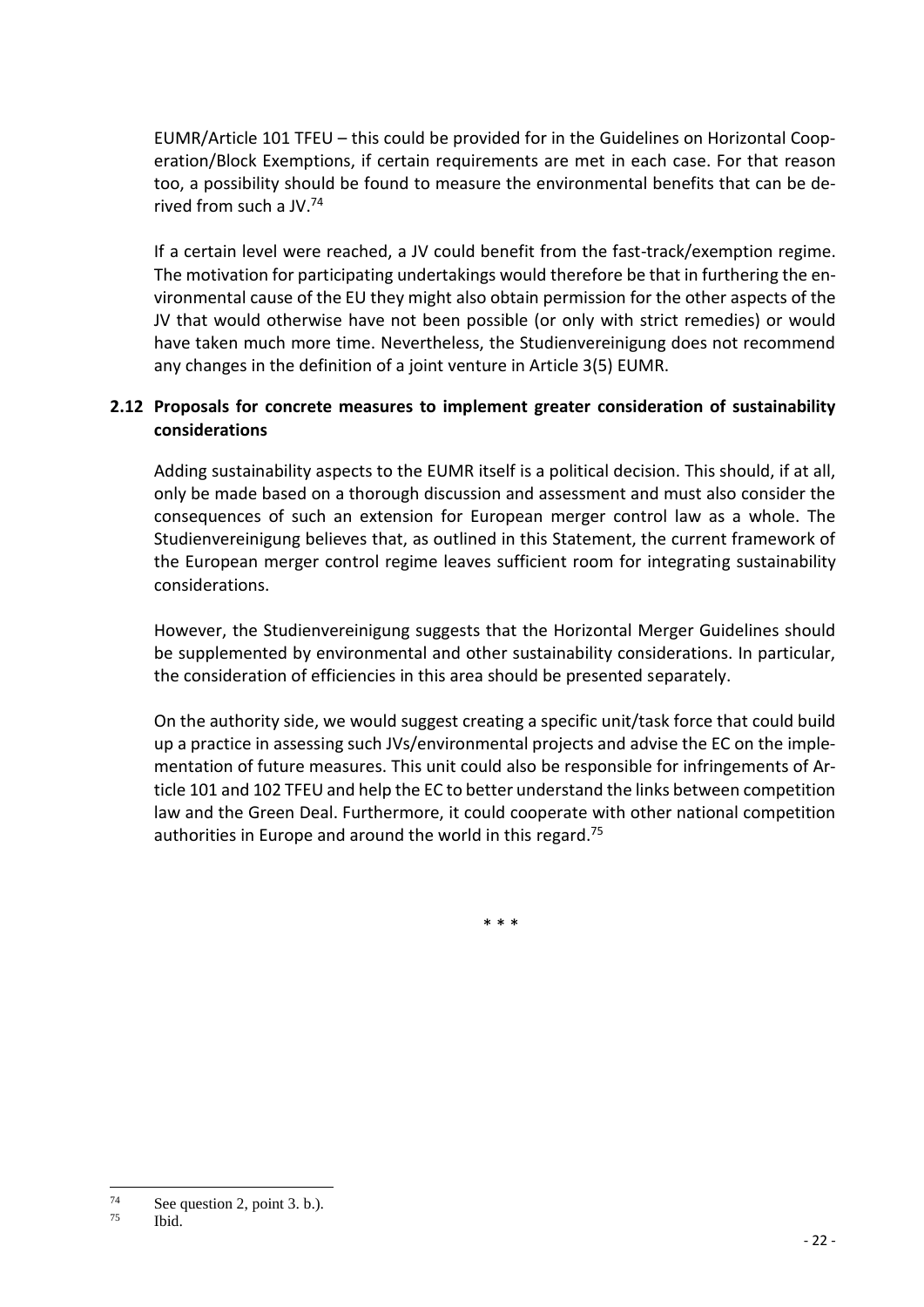EUMR/Article 101 TFEU – this could be provided for in the Guidelines on Horizontal Cooperation/Block Exemptions, if certain requirements are met in each case. For that reason too, a possibility should be found to measure the environmental benefits that can be derived from such a JV.[74]

If a certain level were reached, a JV could benefit from the fast-track/exemption regime. The motivation for participating undertakings would therefore be that in furthering the environmental cause of the EU they might also obtain permission for the other aspects of the JV that would otherwise have not been possible (or only with strict remedies) or would have taken much more time. Nevertheless, the Studienvereinigung does not recommend any changes in the definition of a joint venture in Article 3(5) EUMR.

## 2.12 Proposals for concrete measures to implement greater consideration of sustainability considerations

Adding sustainability aspects to the EUMR itself is a political decision. This should, if at all, only be made based on a thorough discussion and assessment and must also consider the consequences of such an extension for European merger control law as a whole. The Studienvereinigung believes that, as outlined in this Statement, the current framework of the European merger control regime leaves sufficient room for integrating sustainability considerations.

However, the Studienvereinigung suggests that the Horizontal Merger Guidelines should be supplemented by environmental and other sustainability considerations. In particular, the consideration of efficiencies in this area should be presented separately.

On the authority side, we would suggest creating a specific unit/task force that could build up a practice in assessing such JVs/environmental projects and advise the EC on the implementation of future measures. This unit could also be responsible for infringements of Article 101 and 102 TFEU and help the EC to better understand the links between competition law and the Green Deal. Furthermore, it could cooperate with other national competition authorities in Europe and around the world in this regard.[75]

\* \* \*

[74] See question 2, point 3. b.).

[75] Ibid.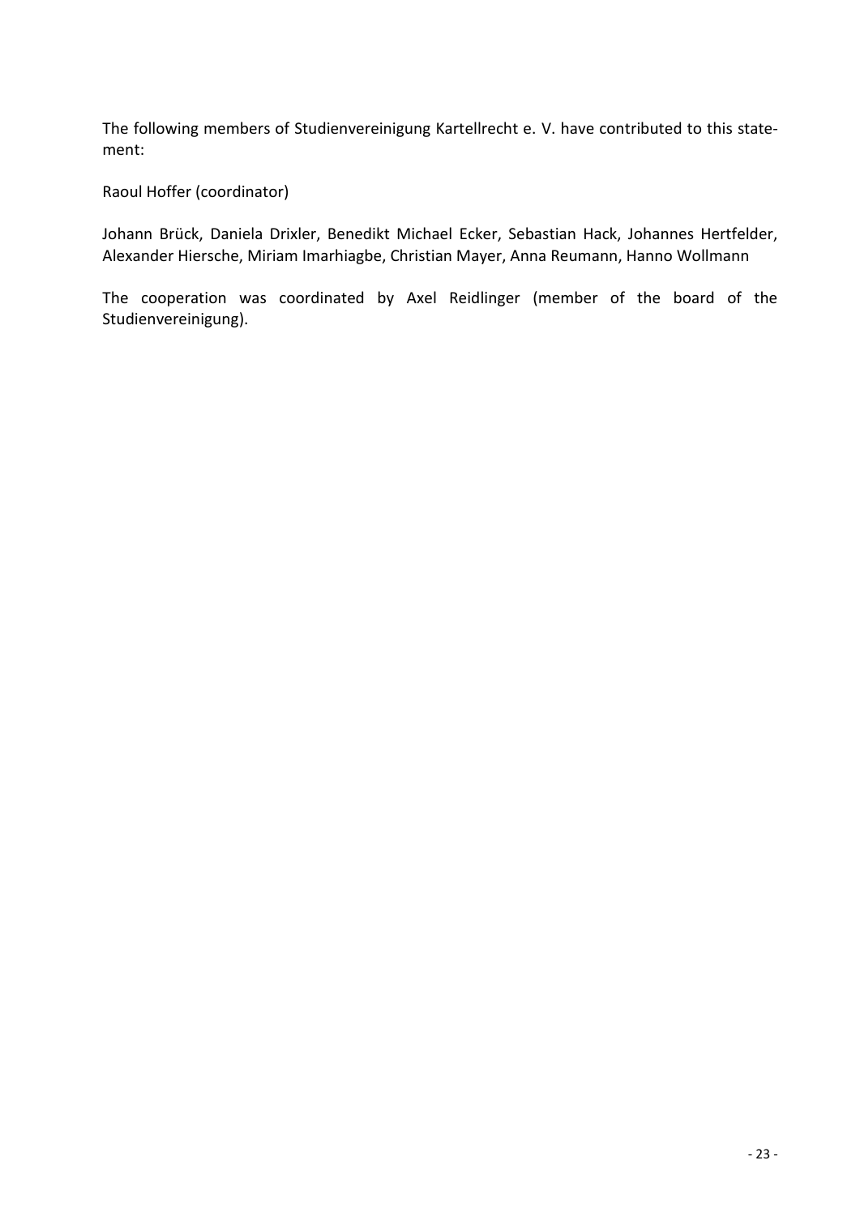The following members of Studienvereinigung Kartellrecht e. V. have contributed to this statement:

Raoul Hoffer (coordinator)

Johann Brück, Daniela Drixler, Benedikt Michael Ecker, Sebastian Hack, Johannes Hertfelder, Alexander Hiersche, Miriam Imarhiagbe, Christian Mayer, Anna Reumann, Hanno Wollmann

The cooperation was coordinated by Axel Reidlinger (member of the board of the Studienvereinigung).